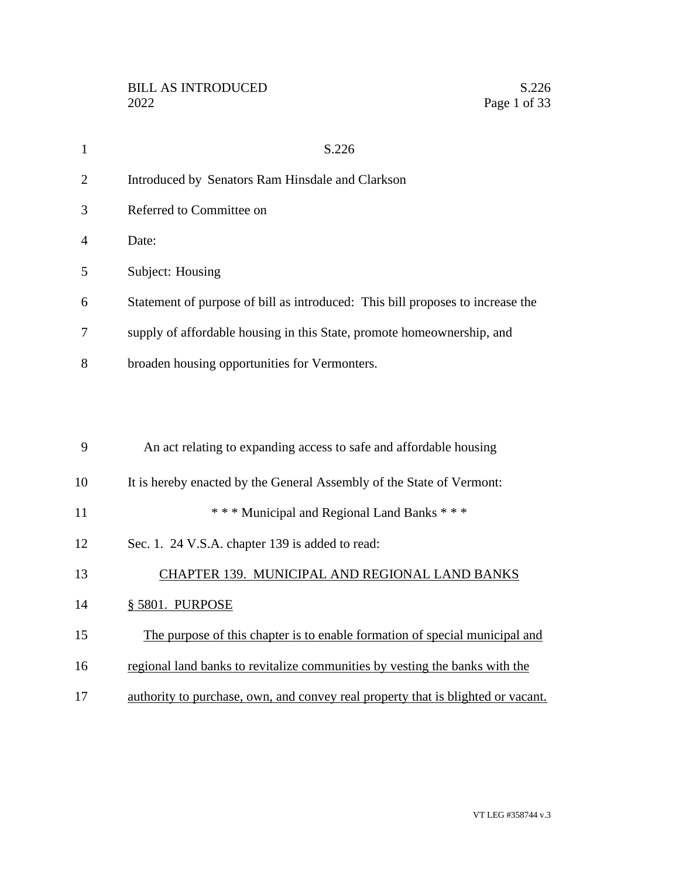# S.226

Introduced by Senators Ram Hinsdale and Clarkson

Referred to Committee on

Date:

Subject: Housing

Statement of purpose of bill as introduced: This bill proposes to increase the supply of affordable housing in this State, promote homeownership, and broaden housing opportunities for Vermonters.

An act relating to expanding access to safe and affordable housing

It is hereby enacted by the General Assembly of the State of Vermont:

\* \* \* Municipal and Regional Land Banks \* \* \*

Sec. 1. 24 V.S.A. chapter 139 is added to read:

## CHAPTER 139. MUNICIPAL AND REGIONAL LAND BANKS

### § 5801. PURPOSE

The purpose of this chapter is to enable formation of special municipal and regional land banks to revitalize communities by vesting the banks with the authority to purchase, own, and convey real property that is blighted or vacant.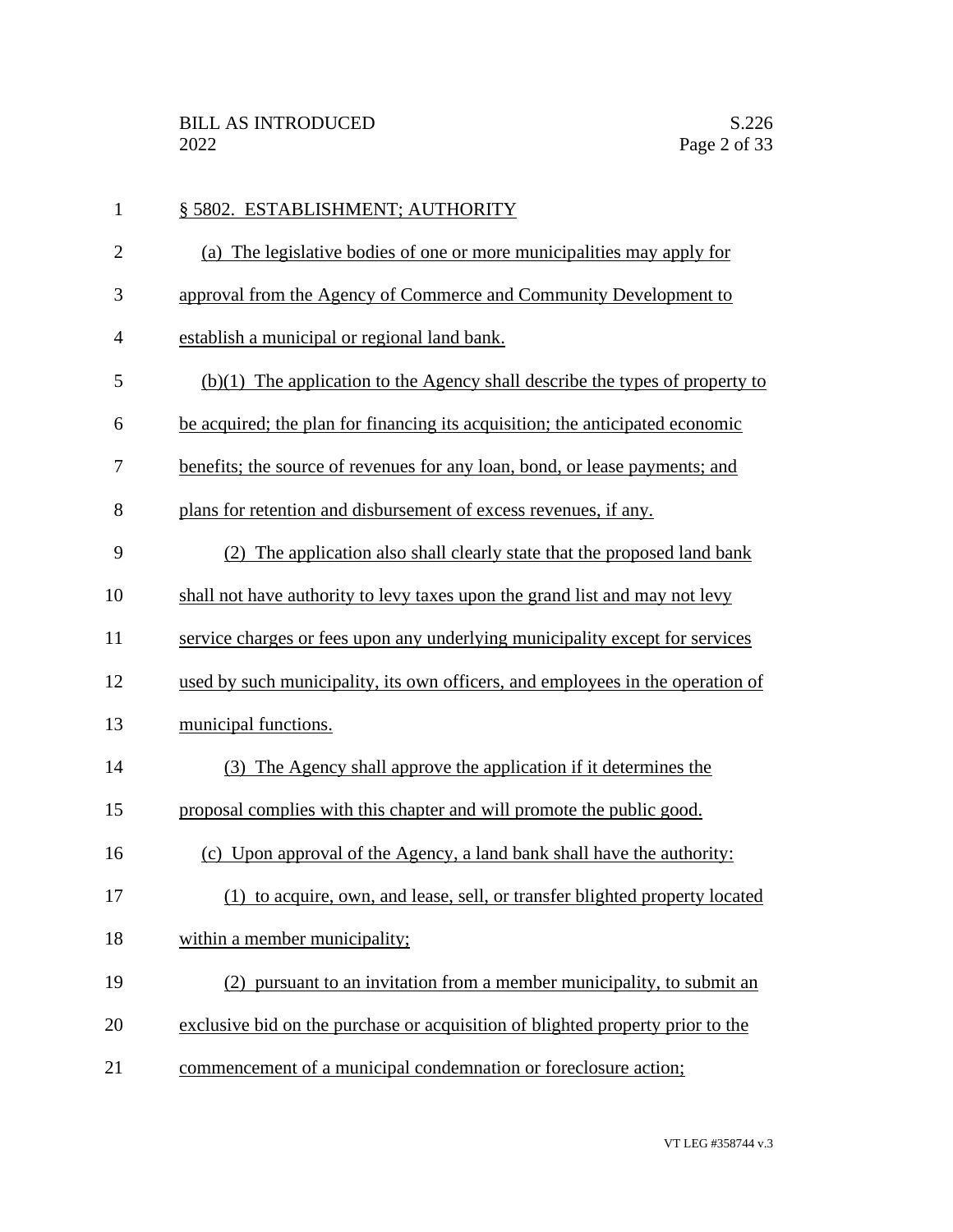§ 5802. ESTABLISHMENT; AUTHORITY

(a) The legislative bodies of one or more municipalities may apply for approval from the Agency of Commerce and Community Development to establish a municipal or regional land bank.

(b)(1) The application to the Agency shall describe the types of property to be acquired; the plan for financing its acquisition; the anticipated economic benefits; the source of revenues for any loan, bond, or lease payments; and plans for retention and disbursement of excess revenues, if any.

(2) The application also shall clearly state that the proposed land bank shall not have authority to levy taxes upon the grand list and may not levy service charges or fees upon any underlying municipality except for services used by such municipality, its own officers, and employees in the operation of municipal functions.

(3) The Agency shall approve the application if it determines the proposal complies with this chapter and will promote the public good.

(c) Upon approval of the Agency, a land bank shall have the authority:

(1) to acquire, own, and lease, sell, or transfer blighted property located within a member municipality;

(2) pursuant to an invitation from a member municipality, to submit an exclusive bid on the purchase or acquisition of blighted property prior to the commencement of a municipal condemnation or foreclosure action;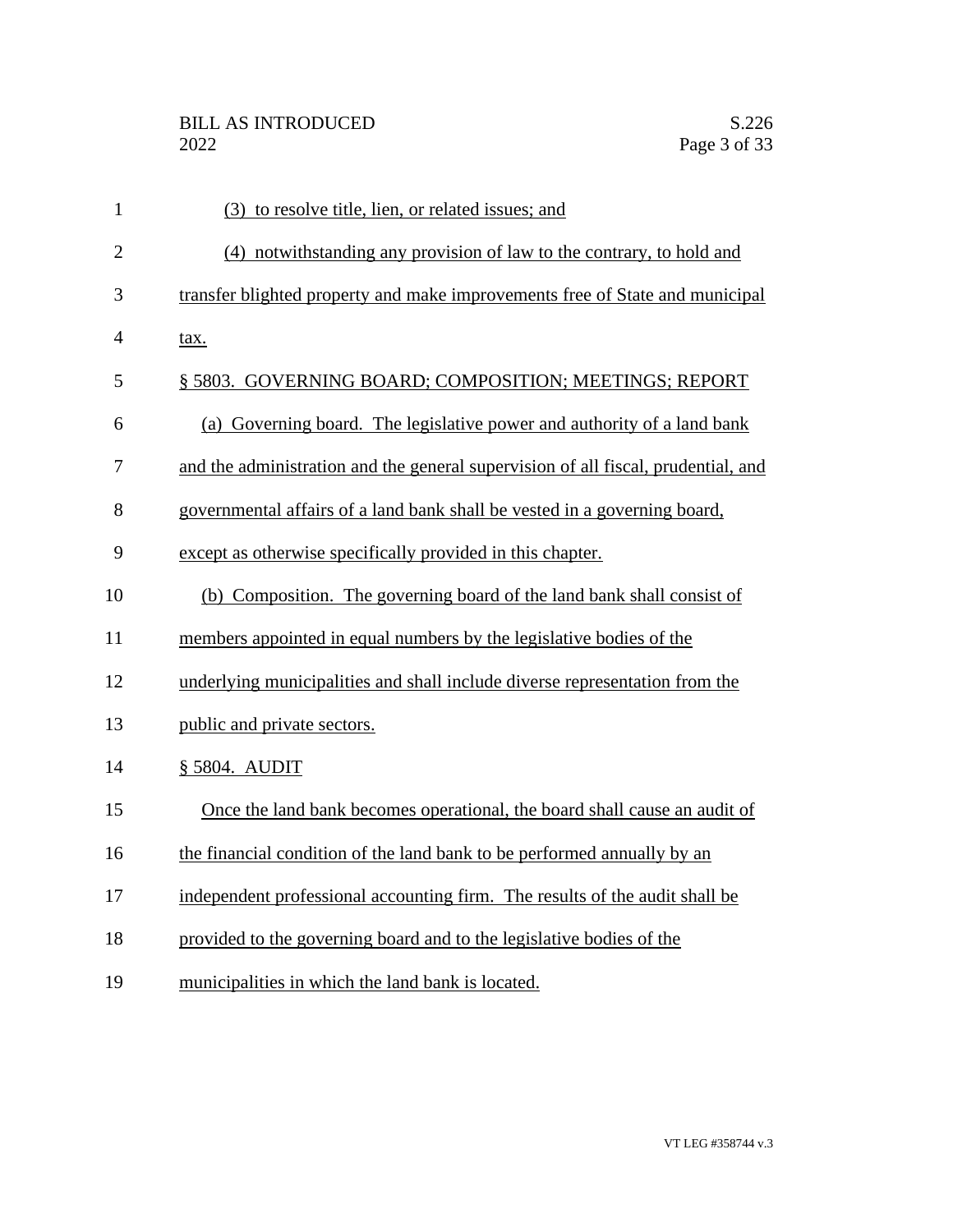(3) to resolve title, lien, or related issues; and

(4) notwithstanding any provision of law to the contrary, to hold and transfer blighted property and make improvements free of State and municipal tax.

§ 5803. GOVERNING BOARD; COMPOSITION; MEETINGS; REPORT

(a) Governing board. The legislative power and authority of a land bank and the administration and the general supervision of all fiscal, prudential, and governmental affairs of a land bank shall be vested in a governing board, except as otherwise specifically provided in this chapter.

(b) Composition. The governing board of the land bank shall consist of members appointed in equal numbers by the legislative bodies of the underlying municipalities and shall include diverse representation from the public and private sectors.

§ 5804. AUDIT

Once the land bank becomes operational, the board shall cause an audit of the financial condition of the land bank to be performed annually by an independent professional accounting firm. The results of the audit shall be provided to the governing board and to the legislative bodies of the municipalities in which the land bank is located.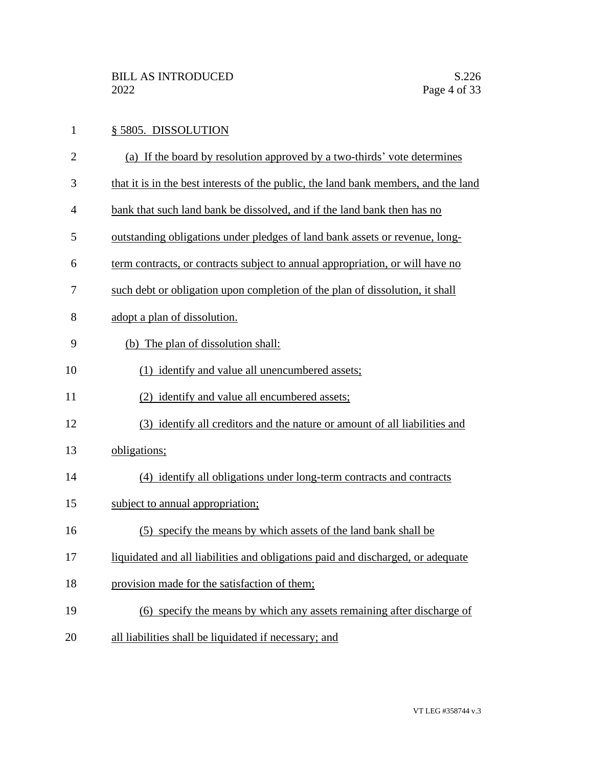§ 5805. DISSOLUTION

(a) If the board by resolution approved by a two-thirds' vote determines that it is in the best interests of the public, the land bank members, and the land bank that such land bank be dissolved, and if the land bank then has no outstanding obligations under pledges of land bank assets or revenue, long-term contracts, or contracts subject to annual appropriation, or will have no such debt or obligation upon completion of the plan of dissolution, it shall adopt a plan of dissolution.

(b) The plan of dissolution shall:

(1) identify and value all unencumbered assets;

(2) identify and value all encumbered assets;

(3) identify all creditors and the nature or amount of all liabilities and obligations;

(4) identify all obligations under long-term contracts and contracts subject to annual appropriation;

(5) specify the means by which assets of the land bank shall be liquidated and all liabilities and obligations paid and discharged, or adequate provision made for the satisfaction of them;

(6) specify the means by which any assets remaining after discharge of all liabilities shall be liquidated if necessary; and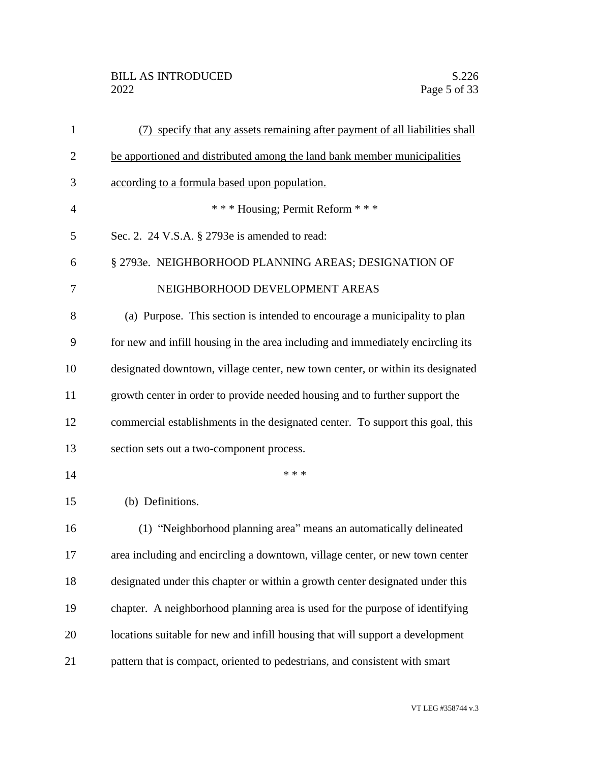(7) specify that any assets remaining after payment of all liabilities shall be apportioned and distributed among the land bank member municipalities according to a formula based upon population.

\* \* \* Housing; Permit Reform \* \* \*

Sec. 2. 24 V.S.A. § 2793e is amended to read:

§ 2793e. NEIGHBORHOOD PLANNING AREAS; DESIGNATION OF NEIGHBORHOOD DEVELOPMENT AREAS

(a) Purpose. This section is intended to encourage a municipality to plan for new and infill housing in the area including and immediately encircling its designated downtown, village center, new town center, or within its designated growth center in order to provide needed housing and to further support the commercial establishments in the designated center. To support this goal, this section sets out a two-component process.

\* \* \*

(b) Definitions.

(1) "Neighborhood planning area" means an automatically delineated area including and encircling a downtown, village center, or new town center designated under this chapter or within a growth center designated under this chapter. A neighborhood planning area is used for the purpose of identifying locations suitable for new and infill housing that will support a development pattern that is compact, oriented to pedestrians, and consistent with smart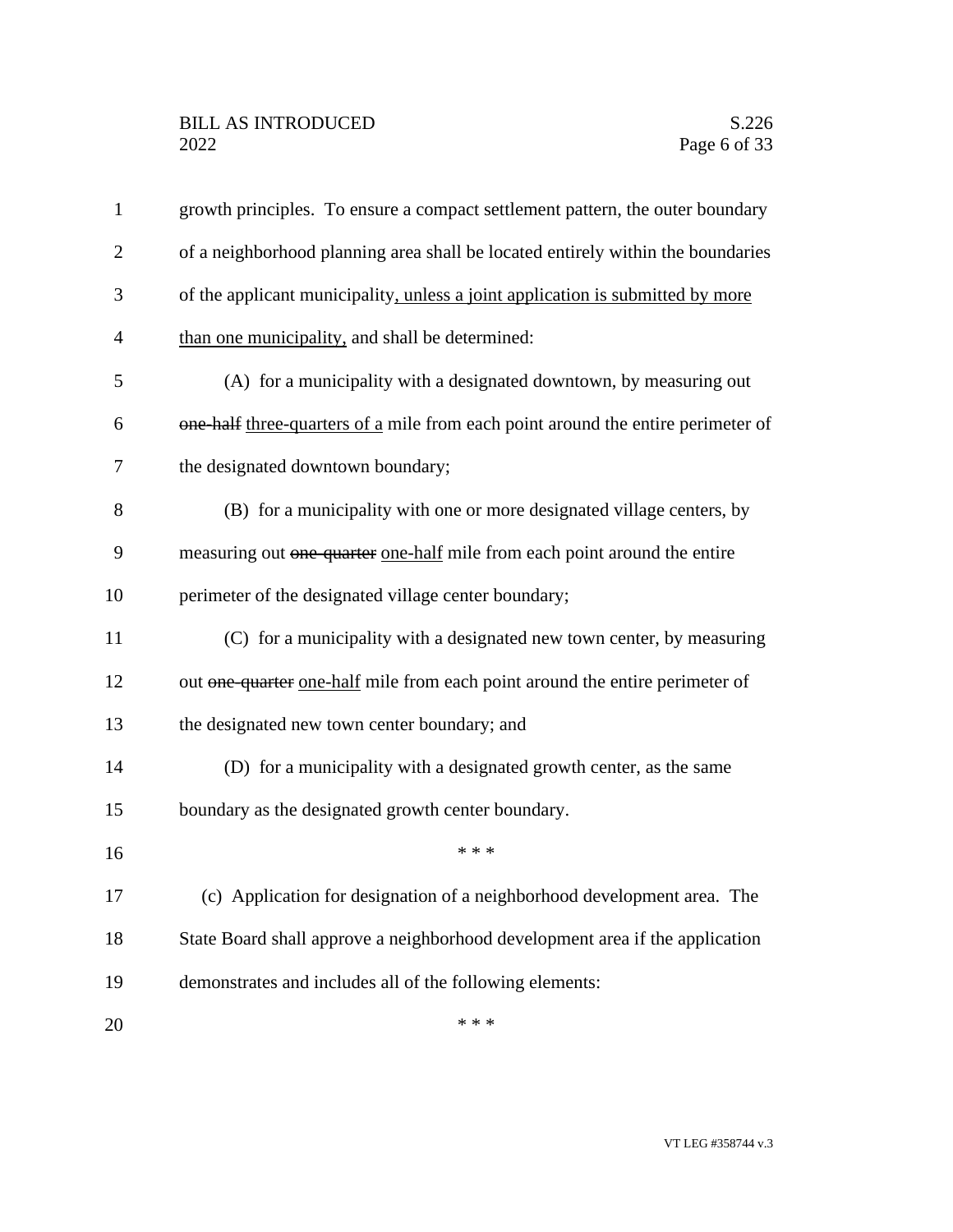growth principles. To ensure a compact settlement pattern, the outer boundary of a neighborhood planning area shall be located entirely within the boundaries of the applicant municipality<u>, unless a joint application is submitted by more than one municipality,</u> and shall be determined:

(A) for a municipality with a designated downtown, by measuring out ~~one-half~~ <u>three-quarters of a</u> mile from each point around the entire perimeter of the designated downtown boundary;

(B) for a municipality with one or more designated village centers, by measuring out ~~one-quarter~~ <u>one-half</u> mile from each point around the entire perimeter of the designated village center boundary;

(C) for a municipality with a designated new town center, by measuring out ~~one-quarter~~ <u>one-half</u> mile from each point around the entire perimeter of the designated new town center boundary; and

(D) for a municipality with a designated growth center, as the same boundary as the designated growth center boundary.

\* \* \*

(c) Application for designation of a neighborhood development area. The State Board shall approve a neighborhood development area if the application demonstrates and includes all of the following elements:

\* \* \*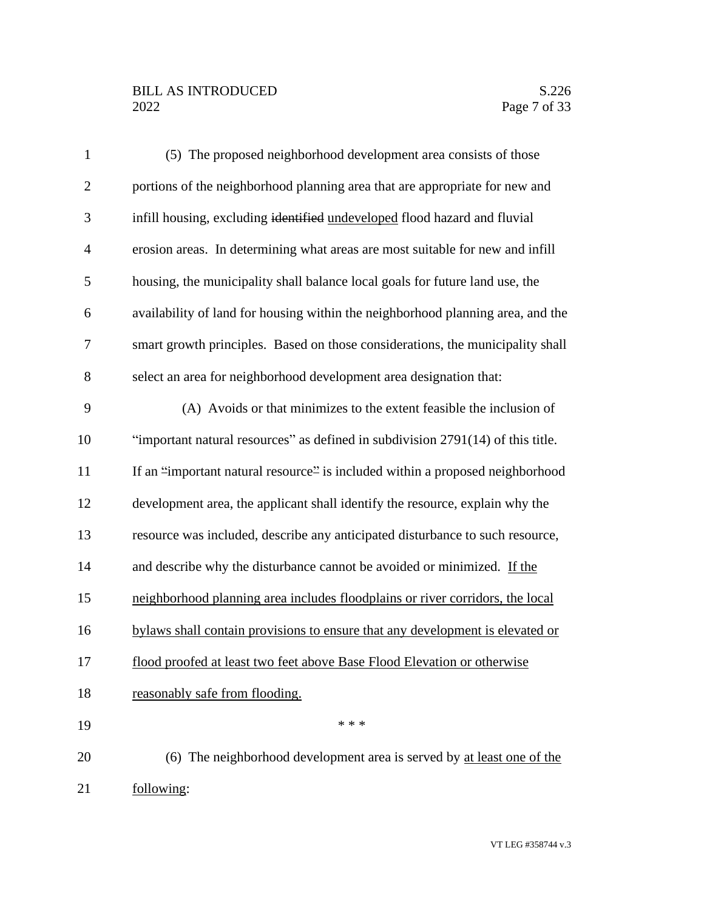(5) The proposed neighborhood development area consists of those portions of the neighborhood planning area that are appropriate for new and infill housing, excluding ~~identified~~ <u>undeveloped</u> flood hazard and fluvial erosion areas. In determining what areas are most suitable for new and infill housing, the municipality shall balance local goals for future land use, the availability of land for housing within the neighborhood planning area, and the smart growth principles. Based on those considerations, the municipality shall select an area for neighborhood development area designation that:

(A) Avoids or that minimizes to the extent feasible the inclusion of "important natural resources" as defined in subdivision 2791(14) of this title. If an ~~"~~important natural resource~~"~~ is included within a proposed neighborhood development area, the applicant shall identify the resource, explain why the resource was included, describe any anticipated disturbance to such resource, and describe why the disturbance cannot be avoided or minimized. <u>If the neighborhood planning area includes floodplains or river corridors, the local bylaws shall contain provisions to ensure that any development is elevated or flood proofed at least two feet above Base Flood Elevation or otherwise reasonably safe from flooding.</u>

\* \* \*

(6) The neighborhood development area is served by <u>at least one of the following</u>: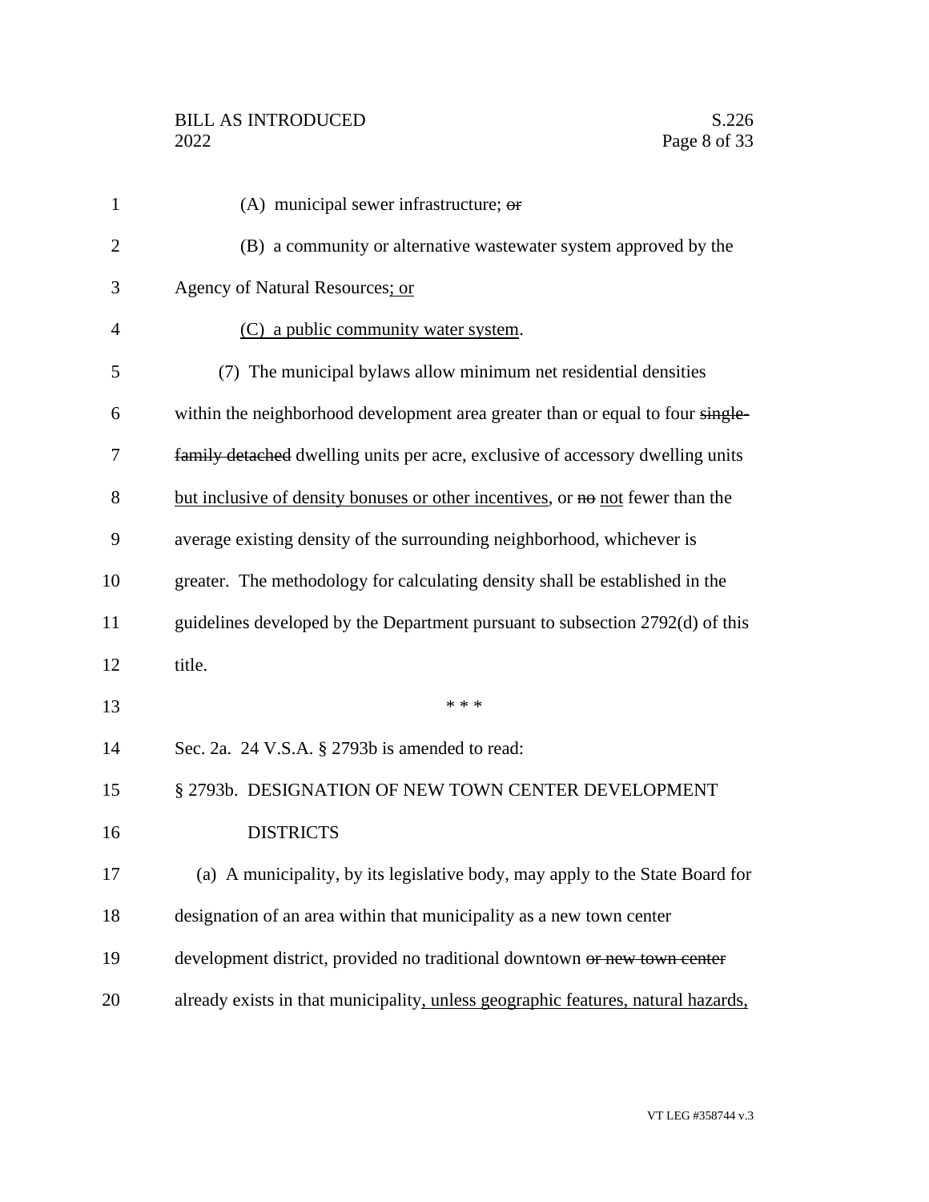(A) municipal sewer infrastructure; ~~or~~

(B) a community or alternative wastewater system approved by the Agency of Natural Resources<u>; or</u>

<u>(C) a public community water system</u>.

(7) The municipal bylaws allow minimum net residential densities within the neighborhood development area greater than or equal to four ~~single-family detached~~ dwelling units per acre, exclusive of accessory dwelling units <u>but inclusive of density bonuses or other incentives</u>, or ~~no~~ <u>not</u> fewer than the average existing density of the surrounding neighborhood, whichever is greater. The methodology for calculating density shall be established in the guidelines developed by the Department pursuant to subsection 2792(d) of this title.

\* \* \*

Sec. 2a. 24 V.S.A. § 2793b is amended to read:

§ 2793b. DESIGNATION OF NEW TOWN CENTER DEVELOPMENT DISTRICTS

(a) A municipality, by its legislative body, may apply to the State Board for designation of an area within that municipality as a new town center development district, provided no traditional downtown ~~or new town center~~ already exists in that municipality<u>, unless geographic features, natural hazards,</u>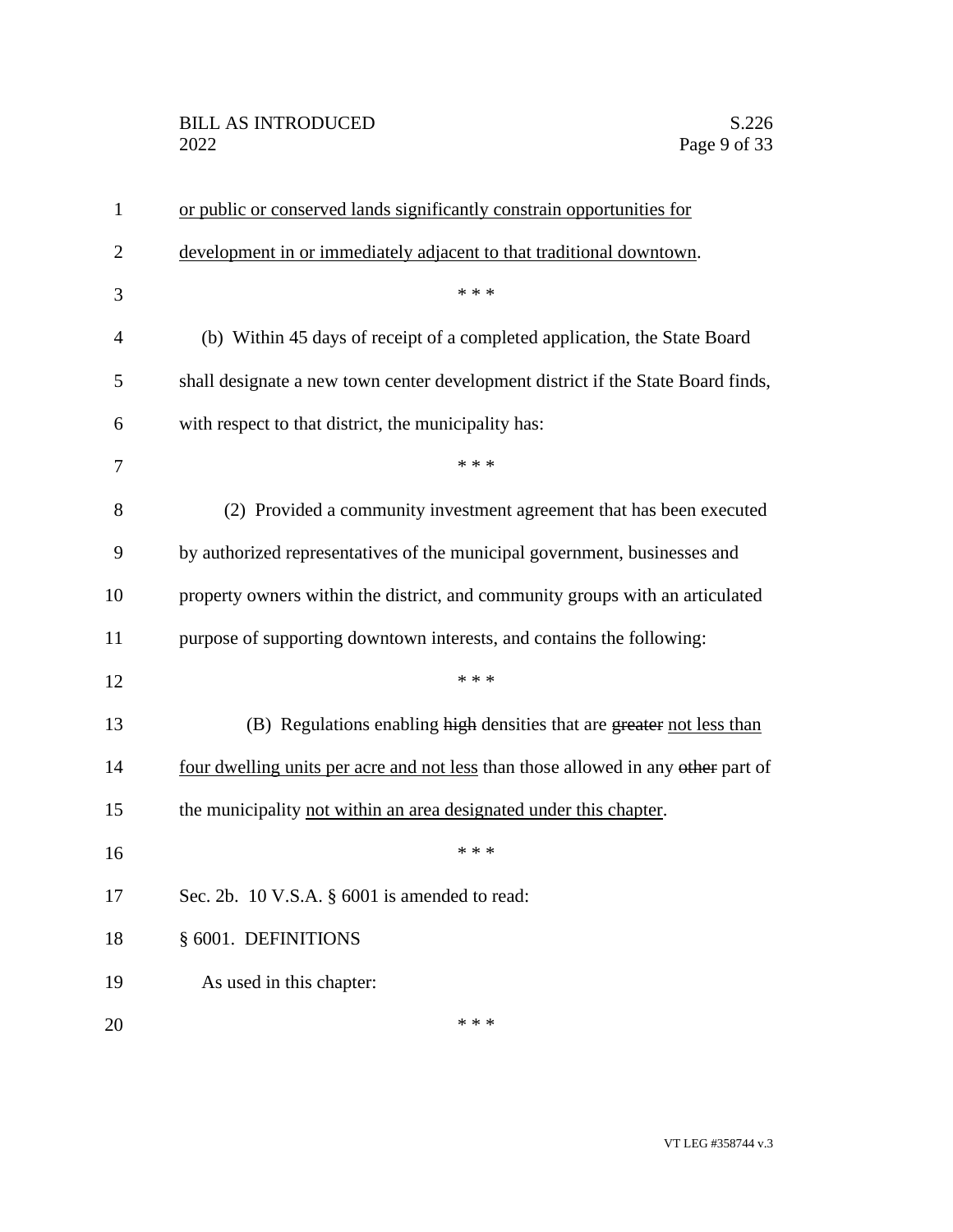or public or conserved lands significantly constrain opportunities for development in or immediately adjacent to that traditional downtown.

\* \* \*

(b) Within 45 days of receipt of a completed application, the State Board shall designate a new town center development district if the State Board finds, with respect to that district, the municipality has:

\* \* \*

(2) Provided a community investment agreement that has been executed by authorized representatives of the municipal government, businesses and property owners within the district, and community groups with an articulated purpose of supporting downtown interests, and contains the following:

\* \* \*

(B) Regulations enabling ~~high~~ densities that are ~~greater~~ not less than four dwelling units per acre and not less than those allowed in any ~~other~~ part of the municipality not within an area designated under this chapter.

\* \* \*

Sec. 2b. 10 V.S.A. § 6001 is amended to read:

§ 6001. DEFINITIONS

As used in this chapter:

\* \* \*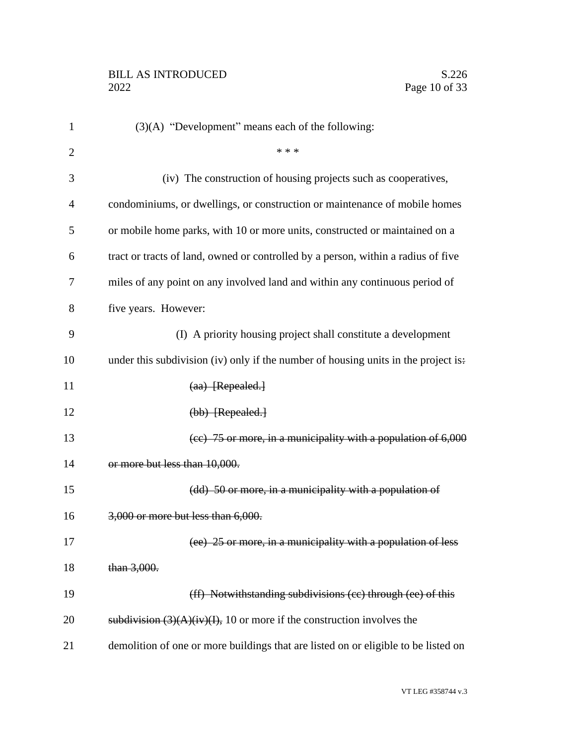(3)(A) "Development" means each of the following:

\* \* \*

(iv) The construction of housing projects such as cooperatives, condominiums, or dwellings, or construction or maintenance of mobile homes or mobile home parks, with 10 or more units, constructed or maintained on a tract or tracts of land, owned or controlled by a person, within a radius of five miles of any point on any involved land and within any continuous period of five years. However:

(I) A priority housing project shall constitute a development under this subdivision (iv) only if the number of housing units in the project is~~:~~

~~(aa) [Repealed.]~~

~~(bb) [Repealed.]~~

~~(cc) 75 or more, in a municipality with a population of 6,000 or more but less than 10,000.~~

~~(dd) 50 or more, in a municipality with a population of 3,000 or more but less than 6,000.~~

~~(ee) 25 or more, in a municipality with a population of less than 3,000.~~

~~(ff) Notwithstanding subdivisions (cc) through (ee) of this subdivision (3)(A)(iv)(I),~~ 10 or more if the construction involves the demolition of one or more buildings that are listed on or eligible to be listed on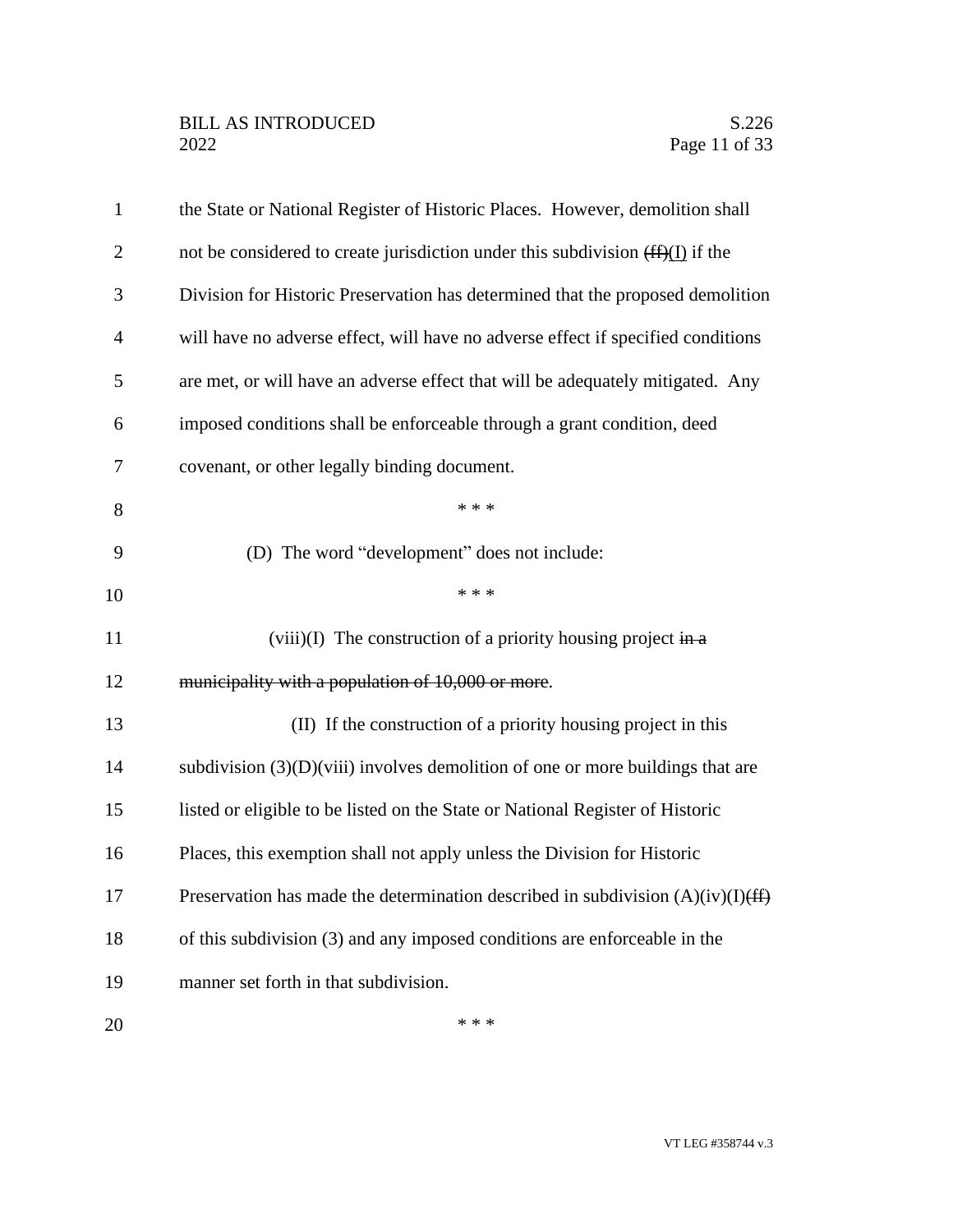the State or National Register of Historic Places. However, demolition shall not be considered to create jurisdiction under this subdivision ~~(ff)~~(I) if the Division for Historic Preservation has determined that the proposed demolition will have no adverse effect, will have no adverse effect if specified conditions are met, or will have an adverse effect that will be adequately mitigated. Any imposed conditions shall be enforceable through a grant condition, deed covenant, or other legally binding document.

\* \* \*

(D) The word "development" does not include:

\* \* \*

(viii)(I) The construction of a priority housing project ~~in a municipality with a population of 10,000 or more~~.

(II) If the construction of a priority housing project in this subdivision (3)(D)(viii) involves demolition of one or more buildings that are listed or eligible to be listed on the State or National Register of Historic Places, this exemption shall not apply unless the Division for Historic Preservation has made the determination described in subdivision (A)(iv)(I)~~(ff)~~ of this subdivision (3) and any imposed conditions are enforceable in the manner set forth in that subdivision.

\* \* \*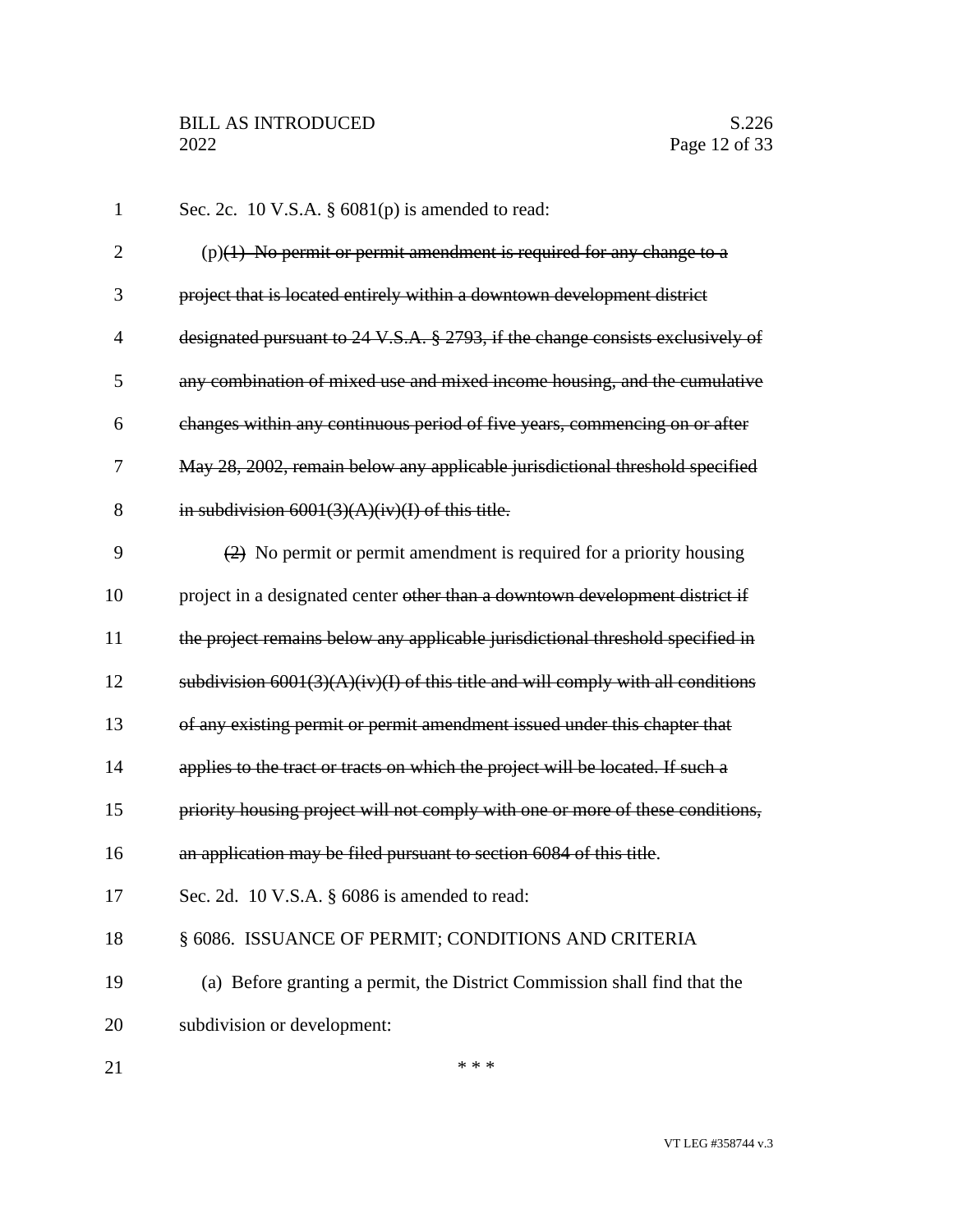Sec. 2c. 10 V.S.A. § 6081(p) is amended to read:

(p)~~(1) No permit or permit amendment is required for any change to a project that is located entirely within a downtown development district designated pursuant to 24 V.S.A. § 2793, if the change consists exclusively of any combination of mixed use and mixed income housing, and the cumulative changes within any continuous period of five years, commencing on or after May 28, 2002, remain below any applicable jurisdictional threshold specified in subdivision 6001(3)(A)(iv)(I) of this title.~~

~~(2)~~ No permit or permit amendment is required for a priority housing project in a designated center ~~other than a downtown development district if the project remains below any applicable jurisdictional threshold specified in subdivision 6001(3)(A)(iv)(I) of this title and will comply with all conditions of any existing permit or permit amendment issued under this chapter that applies to the tract or tracts on which the project will be located. If such a priority housing project will not comply with one or more of these conditions, an application may be filed pursuant to section 6084 of this title~~.

Sec. 2d. 10 V.S.A. § 6086 is amended to read:

§ 6086. ISSUANCE OF PERMIT; CONDITIONS AND CRITERIA

(a) Before granting a permit, the District Commission shall find that the subdivision or development:

\* \* \*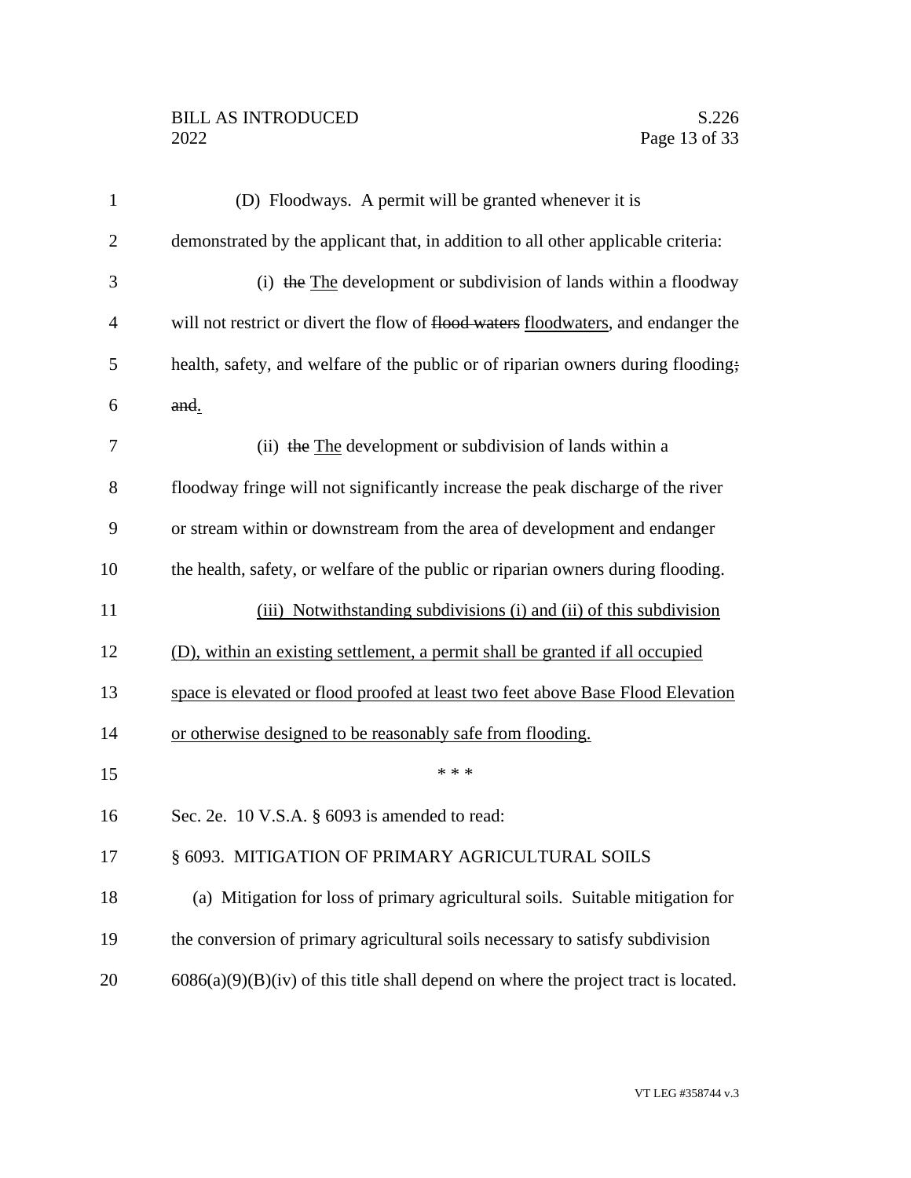(D) Floodways. A permit will be granted whenever it is demonstrated by the applicant that, in addition to all other applicable criteria:

(i) ~~the~~ <u>The</u> development or subdivision of lands within a floodway will not restrict or divert the flow of ~~flood waters~~ <u>floodwaters</u>, and endanger the health, safety, and welfare of the public or of riparian owners during flooding~~;~~ ~~and~~<u>.</u>

(ii) ~~the~~ <u>The</u> development or subdivision of lands within a floodway fringe will not significantly increase the peak discharge of the river or stream within or downstream from the area of development and endanger the health, safety, or welfare of the public or riparian owners during flooding.

<u>(iii) Notwithstanding subdivisions (i) and (ii) of this subdivision (D), within an existing settlement, a permit shall be granted if all occupied space is elevated or flood proofed at least two feet above Base Flood Elevation or otherwise designed to be reasonably safe from flooding.</u>

\* \* \*

Sec. 2e. 10 V.S.A. § 6093 is amended to read:

§ 6093. MITIGATION OF PRIMARY AGRICULTURAL SOILS

(a) Mitigation for loss of primary agricultural soils. Suitable mitigation for the conversion of primary agricultural soils necessary to satisfy subdivision 6086(a)(9)(B)(iv) of this title shall depend on where the project tract is located.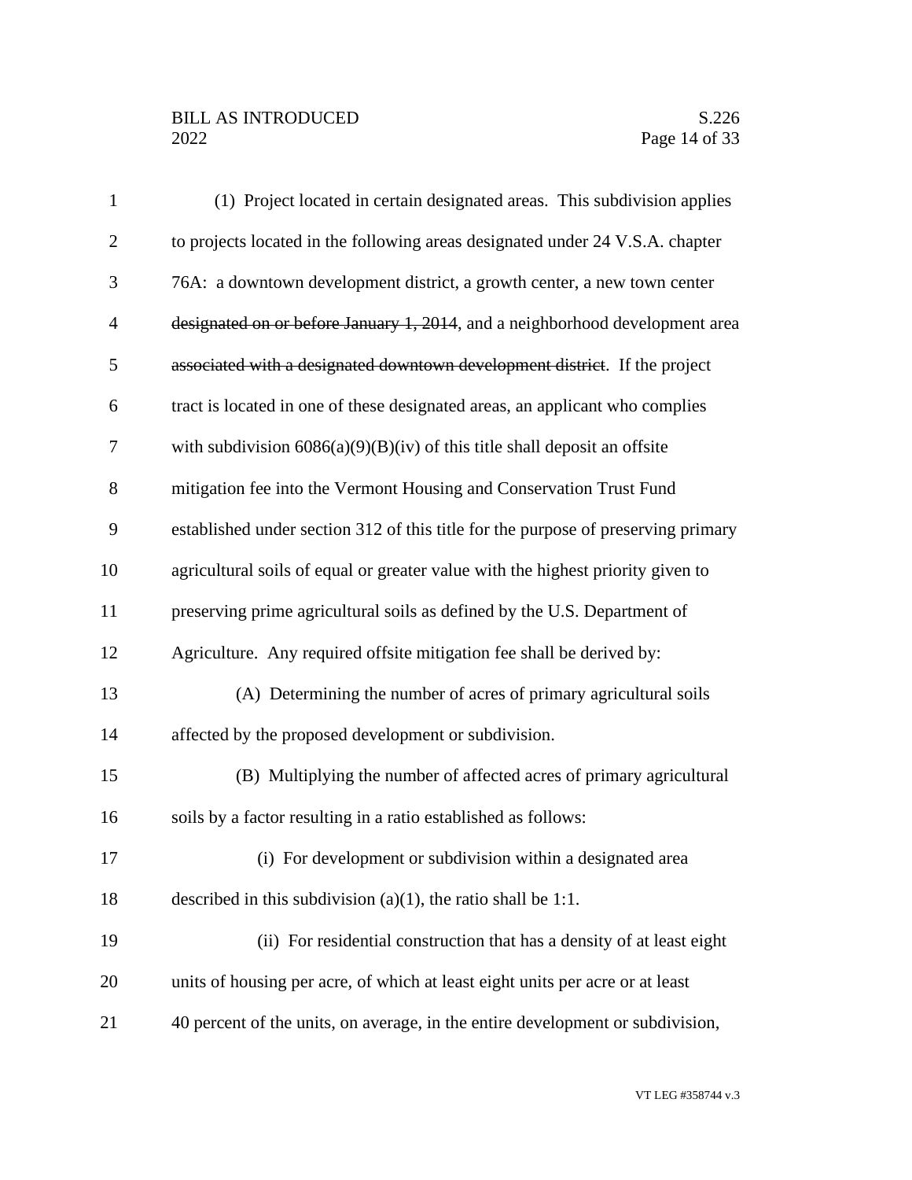(1) Project located in certain designated areas. This subdivision applies to projects located in the following areas designated under 24 V.S.A. chapter 76A: a downtown development district, a growth center, a new town center ~~designated on or before January 1, 2014~~, and a neighborhood development area ~~associated with a designated downtown development district~~. If the project tract is located in one of these designated areas, an applicant who complies with subdivision 6086(a)(9)(B)(iv) of this title shall deposit an offsite mitigation fee into the Vermont Housing and Conservation Trust Fund established under section 312 of this title for the purpose of preserving primary agricultural soils of equal or greater value with the highest priority given to preserving prime agricultural soils as defined by the U.S. Department of Agriculture. Any required offsite mitigation fee shall be derived by:

(A) Determining the number of acres of primary agricultural soils affected by the proposed development or subdivision.

(B) Multiplying the number of affected acres of primary agricultural soils by a factor resulting in a ratio established as follows:

(i) For development or subdivision within a designated area described in this subdivision (a)(1), the ratio shall be 1:1.

(ii) For residential construction that has a density of at least eight units of housing per acre, of which at least eight units per acre or at least 40 percent of the units, on average, in the entire development or subdivision,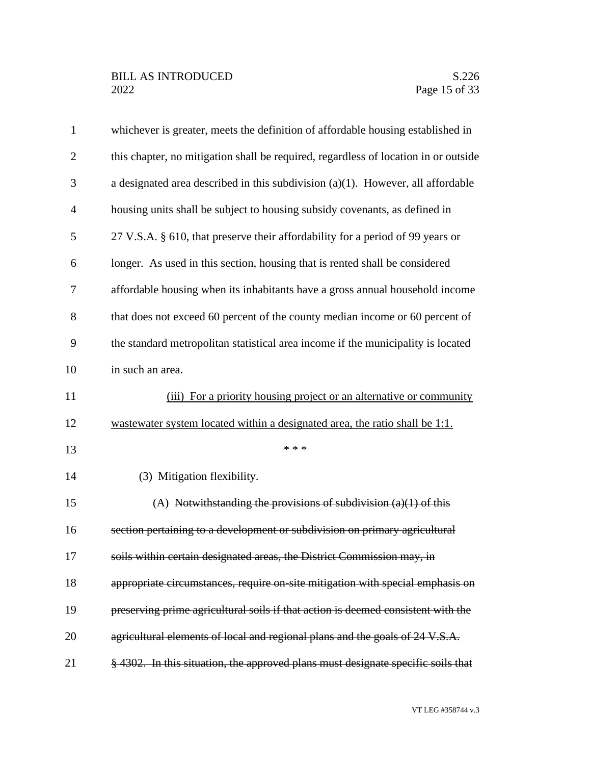whichever is greater, meets the definition of affordable housing established in this chapter, no mitigation shall be required, regardless of location in or outside a designated area described in this subdivision (a)(1). However, all affordable housing units shall be subject to housing subsidy covenants, as defined in 27 V.S.A. § 610, that preserve their affordability for a period of 99 years or longer. As used in this section, housing that is rented shall be considered affordable housing when its inhabitants have a gross annual household income that does not exceed 60 percent of the county median income or 60 percent of the standard metropolitan statistical area income if the municipality is located in such an area.

<u>(iii) For a priority housing project or an alternative or community wastewater system located within a designated area, the ratio shall be 1:1.</u>

\* \* \*

(3) Mitigation flexibility.

(A) ~~Notwithstanding the provisions of subdivision (a)(1) of this section pertaining to a development or subdivision on primary agricultural soils within certain designated areas, the District Commission may, in appropriate circumstances, require on-site mitigation with special emphasis on preserving prime agricultural soils if that action is deemed consistent with the agricultural elements of local and regional plans and the goals of 24 V.S.A. § 4302. In this situation, the approved plans must designate specific soils that~~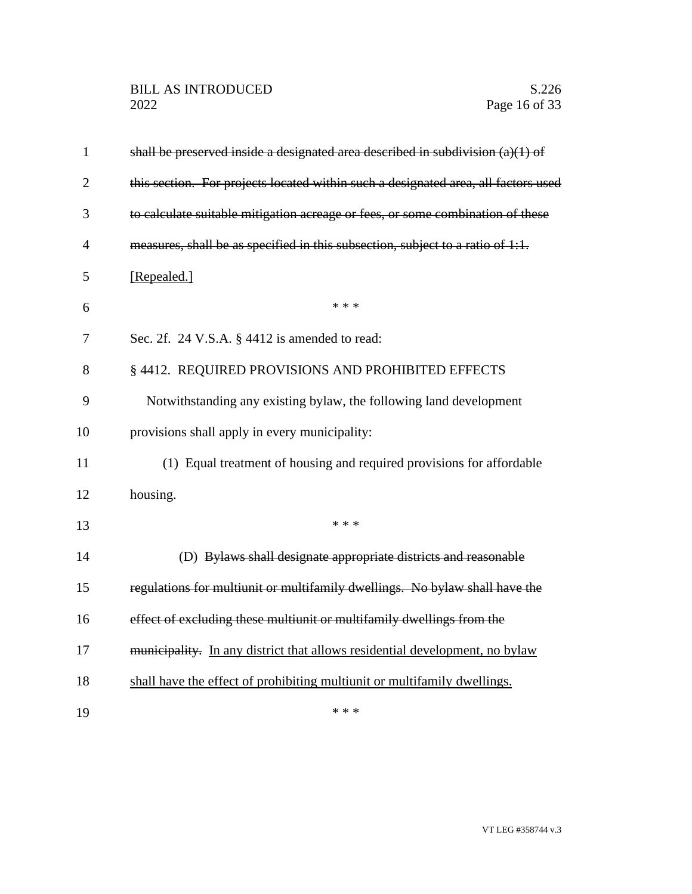~~shall be preserved inside a designated area described in subdivision (a)(1) of this section. For projects located within such a designated area, all factors used to calculate suitable mitigation acreage or fees, or some combination of these measures, shall be as specified in this subsection, subject to a ratio of 1:1.~~ <u>[Repealed.]</u>

\* \* \*

Sec. 2f. 24 V.S.A. § 4412 is amended to read:

§ 4412. REQUIRED PROVISIONS AND PROHIBITED EFFECTS

Notwithstanding any existing bylaw, the following land development provisions shall apply in every municipality:

(1) Equal treatment of housing and required provisions for affordable housing.

\* \* \*

(D) ~~Bylaws shall designate appropriate districts and reasonable regulations for multiunit or multifamily dwellings. No bylaw shall have the effect of excluding these multiunit or multifamily dwellings from the municipality.~~ <u>In any district that allows residential development, no bylaw shall have the effect of prohibiting multiunit or multifamily dwellings.</u>

\* \* \*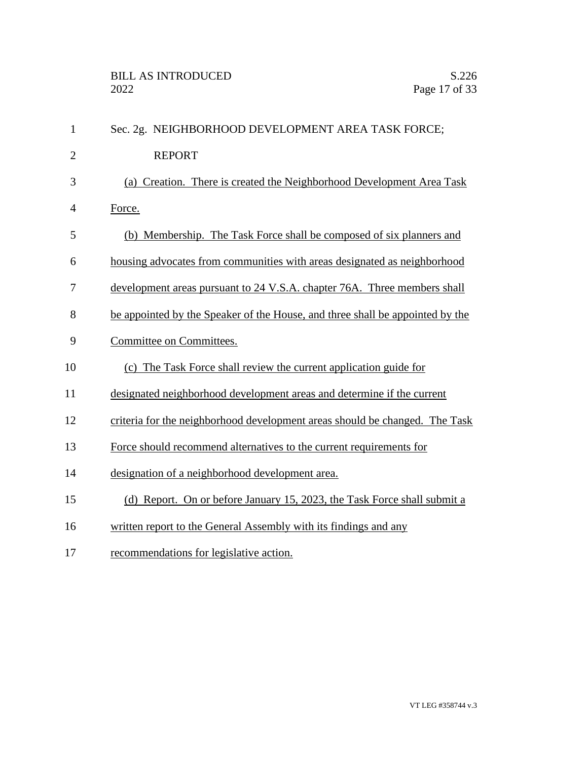Sec. 2g. NEIGHBORHOOD DEVELOPMENT AREA TASK FORCE; REPORT

(a) Creation. There is created the Neighborhood Development Area Task Force.

(b) Membership. The Task Force shall be composed of six planners and housing advocates from communities with areas designated as neighborhood development areas pursuant to 24 V.S.A. chapter 76A. Three members shall be appointed by the Speaker of the House, and three shall be appointed by the Committee on Committees.

(c) The Task Force shall review the current application guide for designated neighborhood development areas and determine if the current criteria for the neighborhood development areas should be changed. The Task Force should recommend alternatives to the current requirements for designation of a neighborhood development area.

(d) Report. On or before January 15, 2023, the Task Force shall submit a written report to the General Assembly with its findings and any recommendations for legislative action.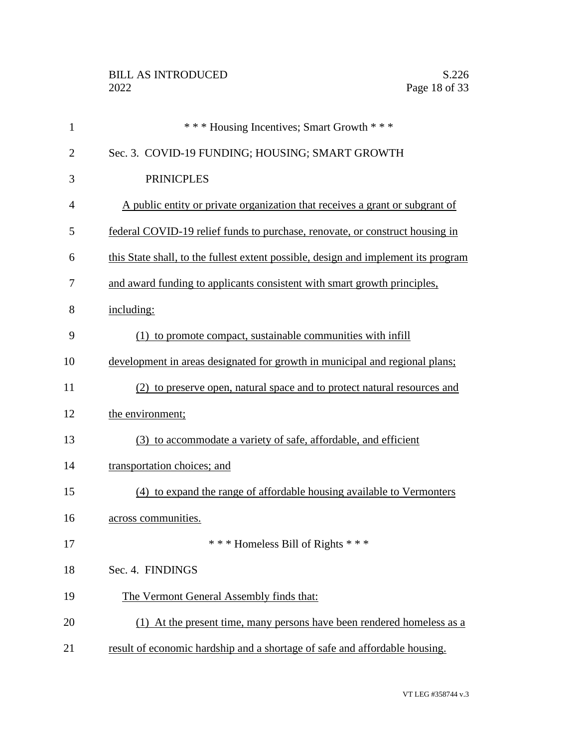\* \* \* Housing Incentives; Smart Growth \* \* \*

Sec. 3. COVID-19 FUNDING; HOUSING; SMART GROWTH PRINICPLES

A public entity or private organization that receives a grant or subgrant of federal COVID-19 relief funds to purchase, renovate, or construct housing in this State shall, to the fullest extent possible, design and implement its program and award funding to applicants consistent with smart growth principles, including:

(1) to promote compact, sustainable communities with infill development in areas designated for growth in municipal and regional plans;

(2) to preserve open, natural space and to protect natural resources and the environment;

(3) to accommodate a variety of safe, affordable, and efficient transportation choices; and

(4) to expand the range of affordable housing available to Vermonters across communities.

\* \* \* Homeless Bill of Rights \* \* \*

Sec. 4. FINDINGS

The Vermont General Assembly finds that:

(1) At the present time, many persons have been rendered homeless as a result of economic hardship and a shortage of safe and affordable housing.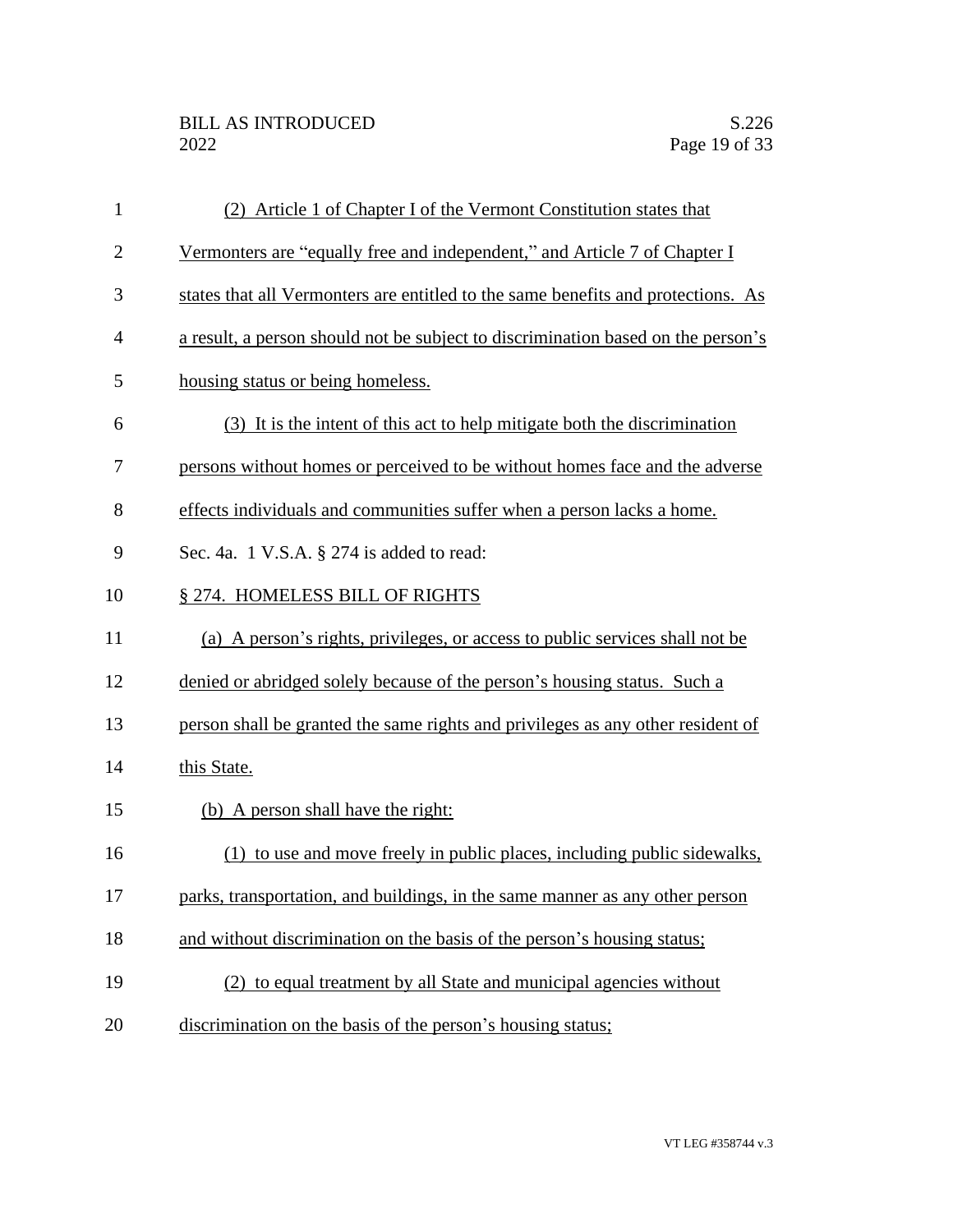(2) Article 1 of Chapter I of the Vermont Constitution states that Vermonters are "equally free and independent," and Article 7 of Chapter I states that all Vermonters are entitled to the same benefits and protections. As a result, a person should not be subject to discrimination based on the person's housing status or being homeless.

(3) It is the intent of this act to help mitigate both the discrimination persons without homes or perceived to be without homes face and the adverse effects individuals and communities suffer when a person lacks a home.

Sec. 4a. 1 V.S.A. § 274 is added to read:

§ 274. HOMELESS BILL OF RIGHTS

(a) A person's rights, privileges, or access to public services shall not be denied or abridged solely because of the person's housing status. Such a person shall be granted the same rights and privileges as any other resident of this State.

(b) A person shall have the right:

(1) to use and move freely in public places, including public sidewalks, parks, transportation, and buildings, in the same manner as any other person and without discrimination on the basis of the person's housing status;

(2) to equal treatment by all State and municipal agencies without discrimination on the basis of the person's housing status;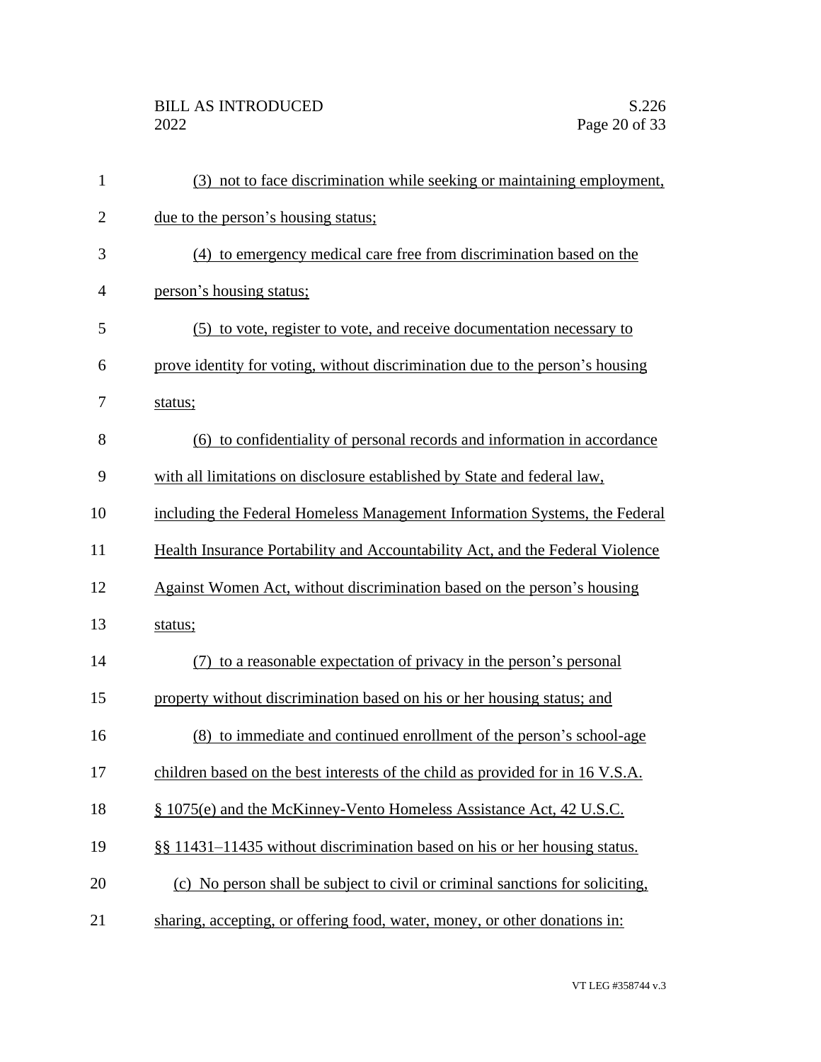(3) not to face discrimination while seeking or maintaining employment, due to the person's housing status;

(4) to emergency medical care free from discrimination based on the person's housing status;

(5) to vote, register to vote, and receive documentation necessary to prove identity for voting, without discrimination due to the person's housing status;

(6) to confidentiality of personal records and information in accordance with all limitations on disclosure established by State and federal law, including the Federal Homeless Management Information Systems, the Federal Health Insurance Portability and Accountability Act, and the Federal Violence Against Women Act, without discrimination based on the person's housing status;

(7) to a reasonable expectation of privacy in the person's personal property without discrimination based on his or her housing status; and

(8) to immediate and continued enrollment of the person's school-age children based on the best interests of the child as provided for in 16 V.S.A. § 1075(e) and the McKinney-Vento Homeless Assistance Act, 42 U.S.C. §§ 11431–11435 without discrimination based on his or her housing status.

(c) No person shall be subject to civil or criminal sanctions for soliciting, sharing, accepting, or offering food, water, money, or other donations in: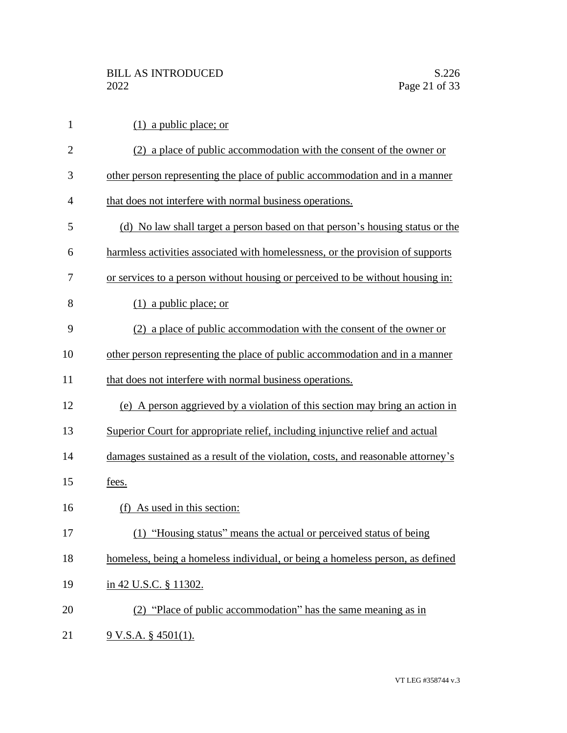(1) a public place; or

(2) a place of public accommodation with the consent of the owner or other person representing the place of public accommodation and in a manner that does not interfere with normal business operations.

(d) No law shall target a person based on that person's housing status or the harmless activities associated with homelessness, or the provision of supports or services to a person without housing or perceived to be without housing in:

(1) a public place; or

(2) a place of public accommodation with the consent of the owner or other person representing the place of public accommodation and in a manner that does not interfere with normal business operations.

(e) A person aggrieved by a violation of this section may bring an action in Superior Court for appropriate relief, including injunctive relief and actual damages sustained as a result of the violation, costs, and reasonable attorney's fees.

(f) As used in this section:

(1) "Housing status" means the actual or perceived status of being homeless, being a homeless individual, or being a homeless person, as defined in 42 U.S.C. § 11302.

(2) "Place of public accommodation" has the same meaning as in 9 V.S.A. § 4501(1).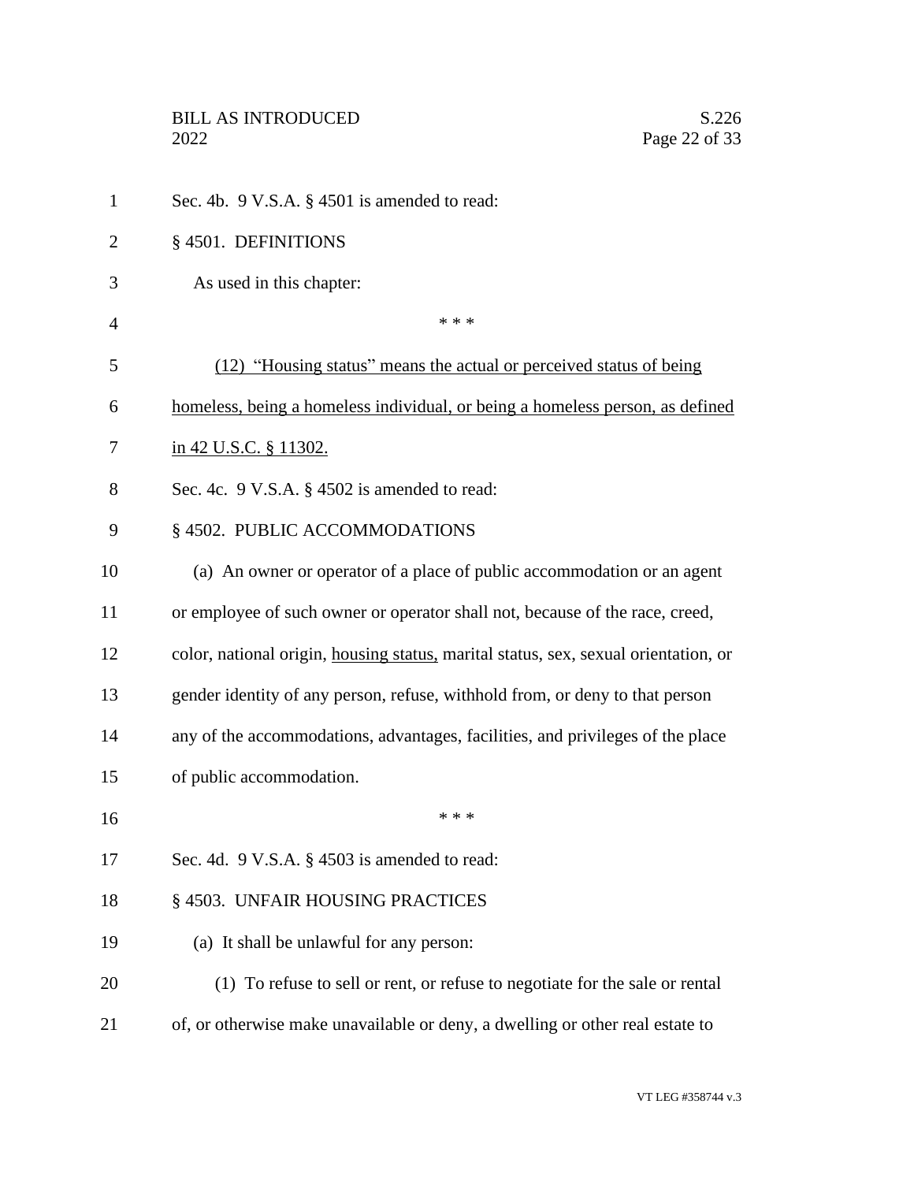Sec. 4b. 9 V.S.A. § 4501 is amended to read:

§ 4501. DEFINITIONS

As used in this chapter:

\* \* \*

(12) "Housing status" means the actual or perceived status of being homeless, being a homeless individual, or being a homeless person, as defined in 42 U.S.C. § 11302.

Sec. 4c. 9 V.S.A. § 4502 is amended to read:

§ 4502. PUBLIC ACCOMMODATIONS

(a) An owner or operator of a place of public accommodation or an agent or employee of such owner or operator shall not, because of the race, creed, color, national origin, housing status, marital status, sex, sexual orientation, or gender identity of any person, refuse, withhold from, or deny to that person any of the accommodations, advantages, facilities, and privileges of the place of public accommodation.

\* \* \*

Sec. 4d. 9 V.S.A. § 4503 is amended to read:

§ 4503. UNFAIR HOUSING PRACTICES

(a) It shall be unlawful for any person:

(1) To refuse to sell or rent, or refuse to negotiate for the sale or rental of, or otherwise make unavailable or deny, a dwelling or other real estate to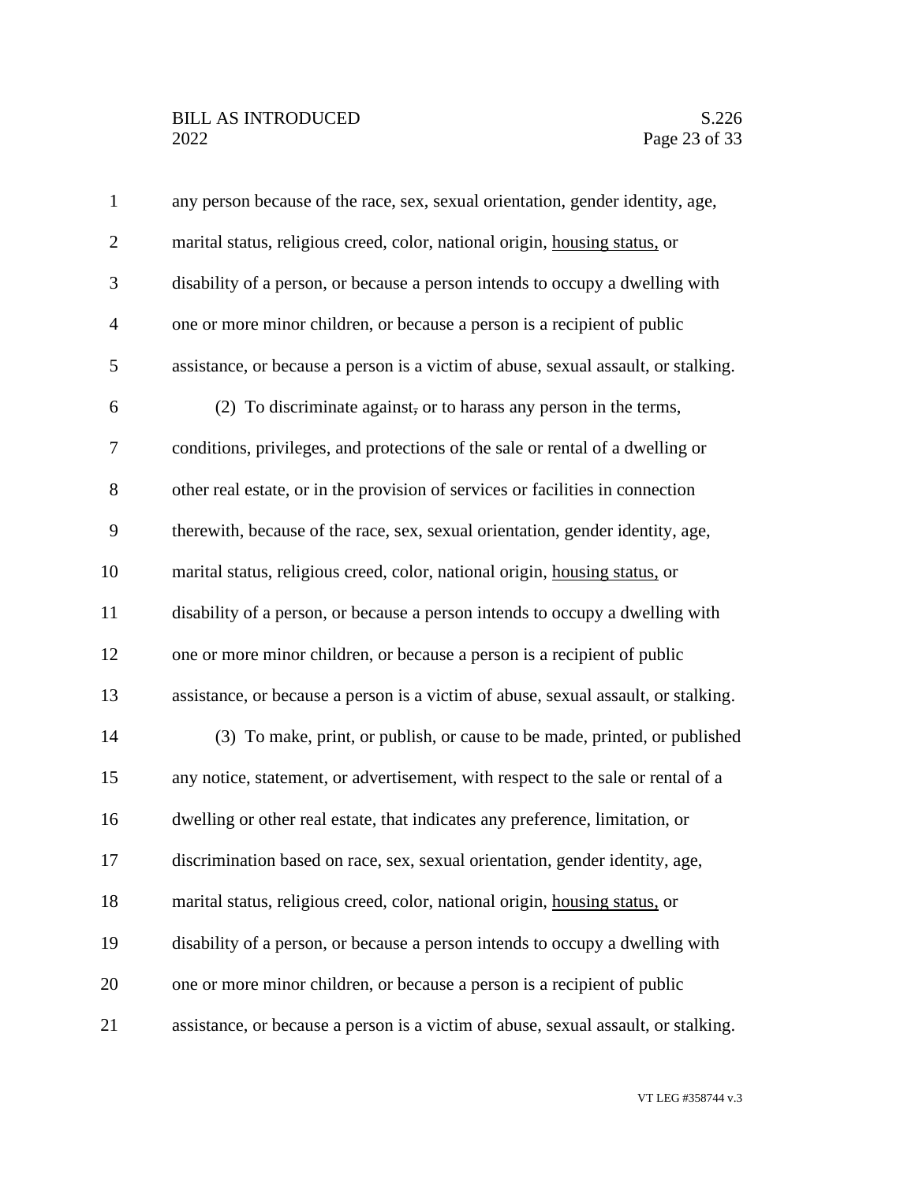any person because of the race, sex, sexual orientation, gender identity, age, marital status, religious creed, color, national origin, <u>housing status,</u> or disability of a person, or because a person intends to occupy a dwelling with one or more minor children, or because a person is a recipient of public assistance, or because a person is a victim of abuse, sexual assault, or stalking.

(2) To discriminate against~~,~~ or to harass any person in the terms, conditions, privileges, and protections of the sale or rental of a dwelling or other real estate, or in the provision of services or facilities in connection therewith, because of the race, sex, sexual orientation, gender identity, age, marital status, religious creed, color, national origin, <u>housing status,</u> or disability of a person, or because a person intends to occupy a dwelling with one or more minor children, or because a person is a recipient of public assistance, or because a person is a victim of abuse, sexual assault, or stalking.

(3) To make, print, or publish, or cause to be made, printed, or published any notice, statement, or advertisement, with respect to the sale or rental of a dwelling or other real estate, that indicates any preference, limitation, or discrimination based on race, sex, sexual orientation, gender identity, age, marital status, religious creed, color, national origin, <u>housing status,</u> or disability of a person, or because a person intends to occupy a dwelling with one or more minor children, or because a person is a recipient of public assistance, or because a person is a victim of abuse, sexual assault, or stalking.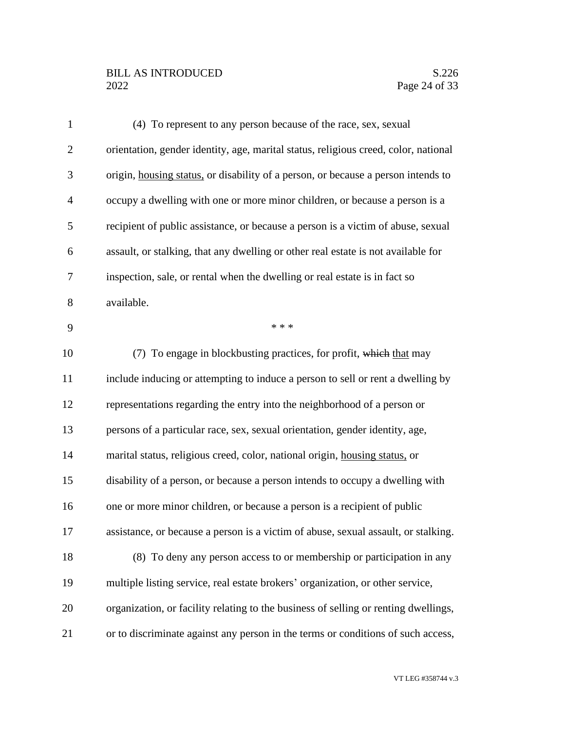(4) To represent to any person because of the race, sex, sexual orientation, gender identity, age, marital status, religious creed, color, national origin, <u>housing status,</u> or disability of a person, or because a person intends to occupy a dwelling with one or more minor children, or because a person is a recipient of public assistance, or because a person is a victim of abuse, sexual assault, or stalking, that any dwelling or other real estate is not available for inspection, sale, or rental when the dwelling or real estate is in fact so available.

\* \* \*

(7) To engage in blockbusting practices, for profit, ~~which~~ <u>that</u> may include inducing or attempting to induce a person to sell or rent a dwelling by representations regarding the entry into the neighborhood of a person or persons of a particular race, sex, sexual orientation, gender identity, age, marital status, religious creed, color, national origin, <u>housing status,</u> or disability of a person, or because a person intends to occupy a dwelling with one or more minor children, or because a person is a recipient of public assistance, or because a person is a victim of abuse, sexual assault, or stalking.

(8) To deny any person access to or membership or participation in any multiple listing service, real estate brokers' organization, or other service, organization, or facility relating to the business of selling or renting dwellings, or to discriminate against any person in the terms or conditions of such access,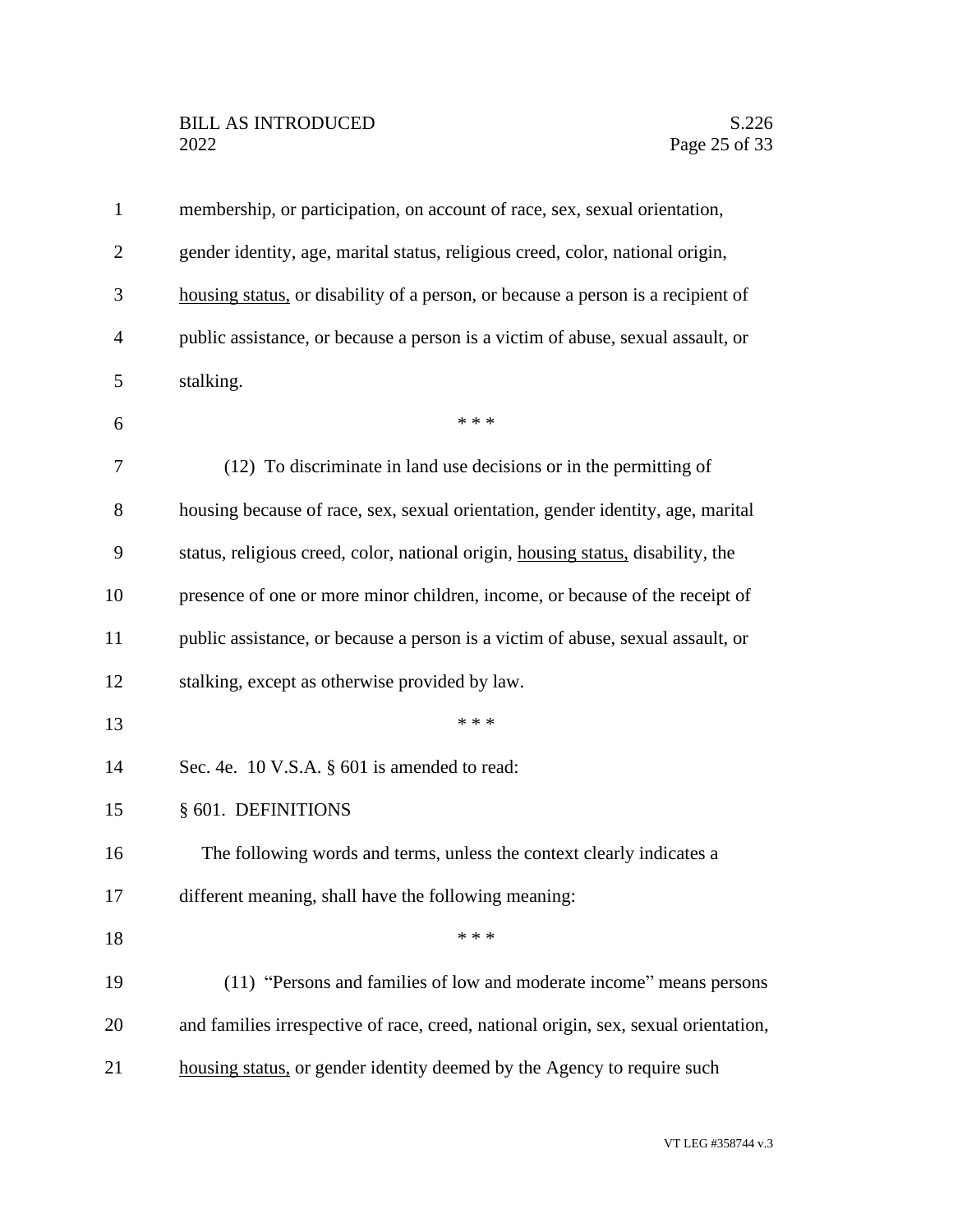membership, or participation, on account of race, sex, sexual orientation, gender identity, age, marital status, religious creed, color, national origin, <u>housing status,</u> or disability of a person, or because a person is a recipient of public assistance, or because a person is a victim of abuse, sexual assault, or stalking.

\* \* \*

(12) To discriminate in land use decisions or in the permitting of housing because of race, sex, sexual orientation, gender identity, age, marital status, religious creed, color, national origin, <u>housing status,</u> disability, the presence of one or more minor children, income, or because of the receipt of public assistance, or because a person is a victim of abuse, sexual assault, or stalking, except as otherwise provided by law.

\* \* \*

Sec. 4e. 10 V.S.A. § 601 is amended to read:

§ 601. DEFINITIONS

The following words and terms, unless the context clearly indicates a different meaning, shall have the following meaning:

\* \* \*

(11) "Persons and families of low and moderate income" means persons and families irrespective of race, creed, national origin, sex, sexual orientation, <u>housing status,</u> or gender identity deemed by the Agency to require such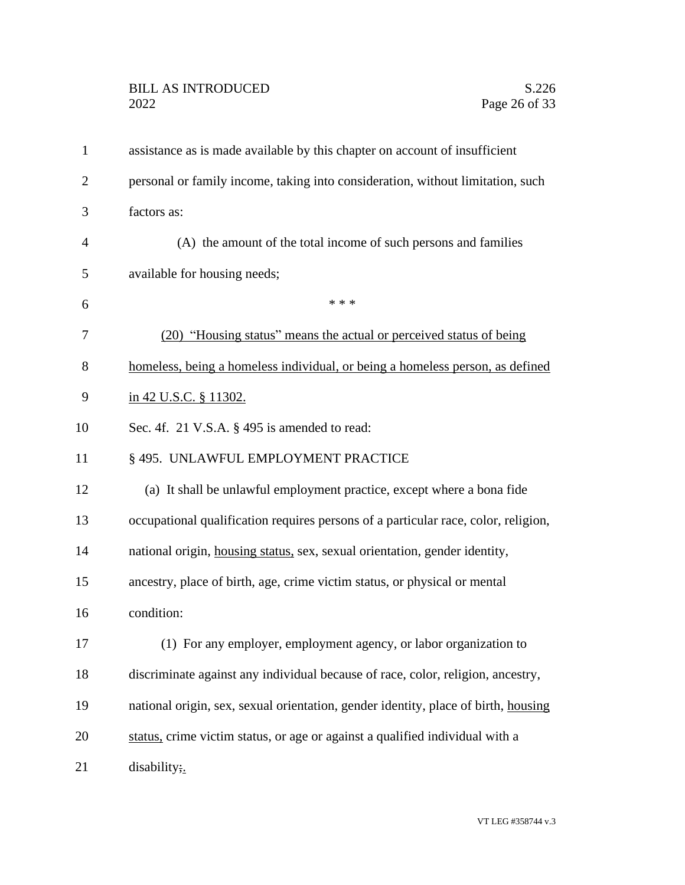assistance as is made available by this chapter on account of insufficient personal or family income, taking into consideration, without limitation, such factors as:

(A) the amount of the total income of such persons and families available for housing needs;

\* \* \*

<u>(20) "Housing status" means the actual or perceived status of being homeless, being a homeless individual, or being a homeless person, as defined in 42 U.S.C. § 11302.</u>

Sec. 4f. 21 V.S.A. § 495 is amended to read:

§ 495. UNLAWFUL EMPLOYMENT PRACTICE

(a) It shall be unlawful employment practice, except where a bona fide occupational qualification requires persons of a particular race, color, religion, national origin, <u>housing status,</u> sex, sexual orientation, gender identity, ancestry, place of birth, age, crime victim status, or physical or mental condition:

(1) For any employer, employment agency, or labor organization to discriminate against any individual because of race, color, religion, ancestry, national origin, sex, sexual orientation, gender identity, place of birth, <u>housing status,</u> crime victim status, or age or against a qualified individual with a disability~~;~~<u>.</u>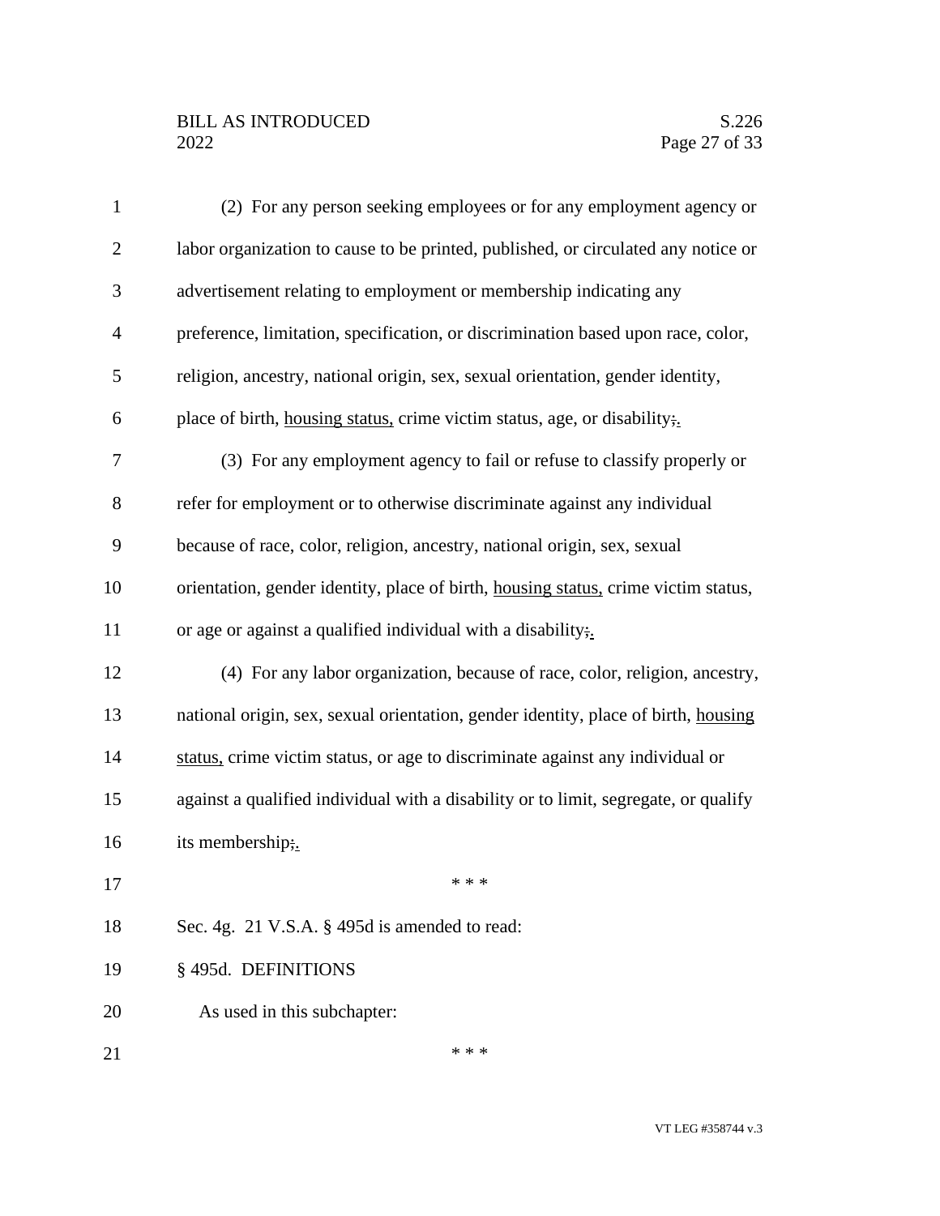(2) For any person seeking employees or for any employment agency or labor organization to cause to be printed, published, or circulated any notice or advertisement relating to employment or membership indicating any preference, limitation, specification, or discrimination based upon race, color, religion, ancestry, national origin, sex, sexual orientation, gender identity, place of birth, <u>housing status,</u> crime victim status, age, or disability~~;~~<u>.</u>

(3) For any employment agency to fail or refuse to classify properly or refer for employment or to otherwise discriminate against any individual because of race, color, religion, ancestry, national origin, sex, sexual orientation, gender identity, place of birth, <u>housing status,</u> crime victim status, or age or against a qualified individual with a disability~~;~~<u>.</u>

(4) For any labor organization, because of race, color, religion, ancestry, national origin, sex, sexual orientation, gender identity, place of birth, <u>housing status,</u> crime victim status, or age to discriminate against any individual or against a qualified individual with a disability or to limit, segregate, or qualify its membership~~;~~<u>.</u>

\* \* \*

Sec. 4g. 21 V.S.A. § 495d is amended to read:

§ 495d. DEFINITIONS

As used in this subchapter:

\* \* \*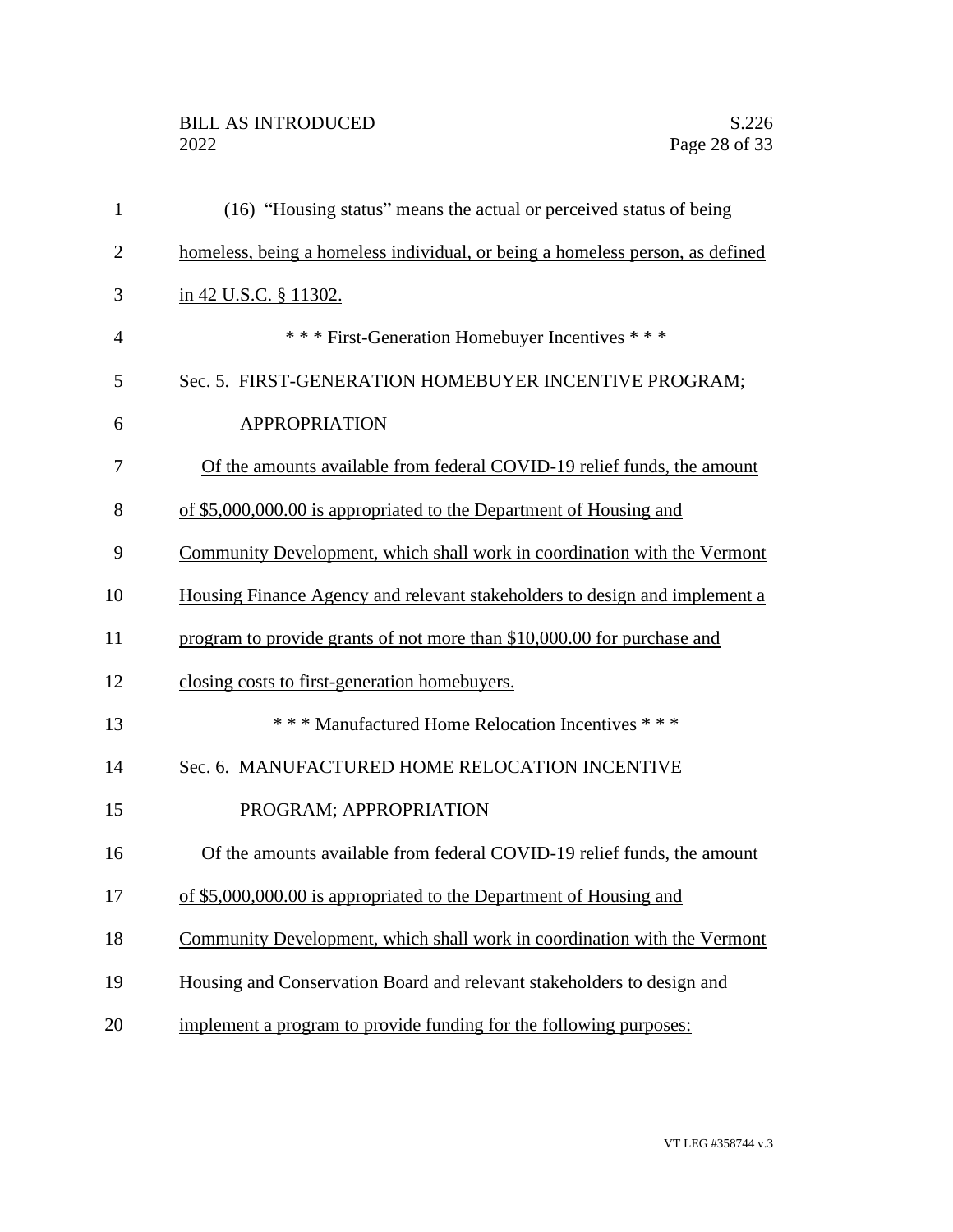(16) "Housing status" means the actual or perceived status of being homeless, being a homeless individual, or being a homeless person, as defined in 42 U.S.C. § 11302.

\* \* \* First-Generation Homebuyer Incentives \* \* \*

Sec. 5. FIRST-GENERATION HOMEBUYER INCENTIVE PROGRAM; APPROPRIATION

Of the amounts available from federal COVID-19 relief funds, the amount of $5,000,000.00 is appropriated to the Department of Housing and Community Development, which shall work in coordination with the Vermont Housing Finance Agency and relevant stakeholders to design and implement a program to provide grants of not more than $10,000.00 for purchase and closing costs to first-generation homebuyers.

\* \* \* Manufactured Home Relocation Incentives \* \* \*

Sec. 6. MANUFACTURED HOME RELOCATION INCENTIVE PROGRAM; APPROPRIATION

Of the amounts available from federal COVID-19 relief funds, the amount of $5,000,000.00 is appropriated to the Department of Housing and Community Development, which shall work in coordination with the Vermont Housing and Conservation Board and relevant stakeholders to design and implement a program to provide funding for the following purposes: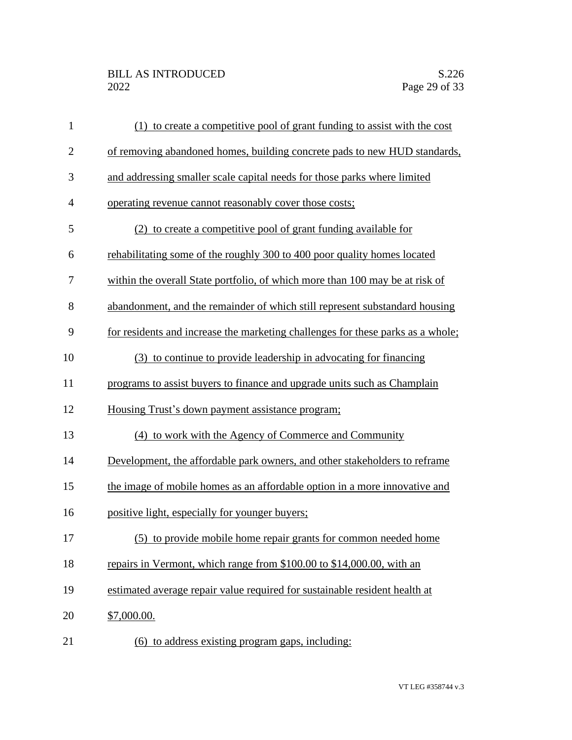(1) to create a competitive pool of grant funding to assist with the cost of removing abandoned homes, building concrete pads to new HUD standards, and addressing smaller scale capital needs for those parks where limited operating revenue cannot reasonably cover those costs;

(2) to create a competitive pool of grant funding available for rehabilitating some of the roughly 300 to 400 poor quality homes located within the overall State portfolio, of which more than 100 may be at risk of abandonment, and the remainder of which still represent substandard housing for residents and increase the marketing challenges for these parks as a whole;

(3) to continue to provide leadership in advocating for financing programs to assist buyers to finance and upgrade units such as Champlain Housing Trust's down payment assistance program;

(4) to work with the Agency of Commerce and Community Development, the affordable park owners, and other stakeholders to reframe the image of mobile homes as an affordable option in a more innovative and positive light, especially for younger buyers;

(5) to provide mobile home repair grants for common needed home repairs in Vermont, which range from $100.00 to $14,000.00, with an estimated average repair value required for sustainable resident health at $7,000.00.

(6) to address existing program gaps, including: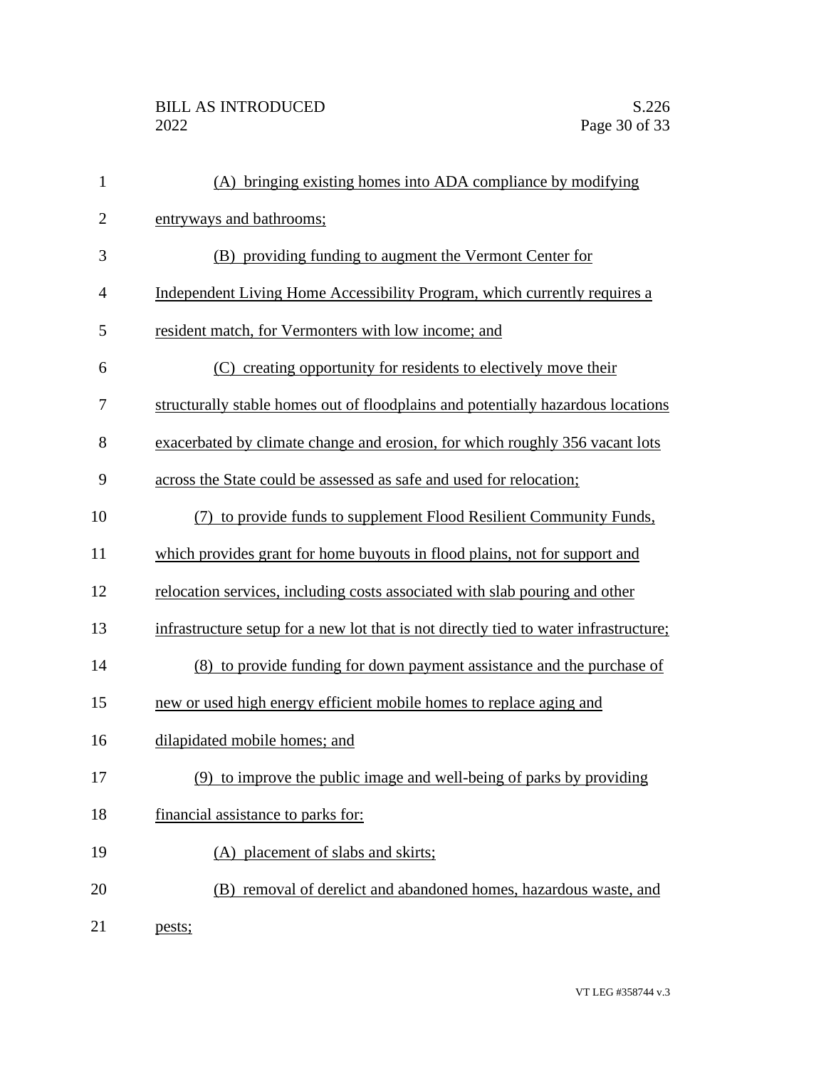(A) bringing existing homes into ADA compliance by modifying entryways and bathrooms;

(B) providing funding to augment the Vermont Center for Independent Living Home Accessibility Program, which currently requires a resident match, for Vermonters with low income; and

(C) creating opportunity for residents to electively move their structurally stable homes out of floodplains and potentially hazardous locations exacerbated by climate change and erosion, for which roughly 356 vacant lots across the State could be assessed as safe and used for relocation;

(7) to provide funds to supplement Flood Resilient Community Funds, which provides grant for home buyouts in flood plains, not for support and relocation services, including costs associated with slab pouring and other infrastructure setup for a new lot that is not directly tied to water infrastructure;

(8) to provide funding for down payment assistance and the purchase of new or used high energy efficient mobile homes to replace aging and dilapidated mobile homes; and

(9) to improve the public image and well-being of parks by providing financial assistance to parks for:

(A) placement of slabs and skirts;

(B) removal of derelict and abandoned homes, hazardous waste, and pests;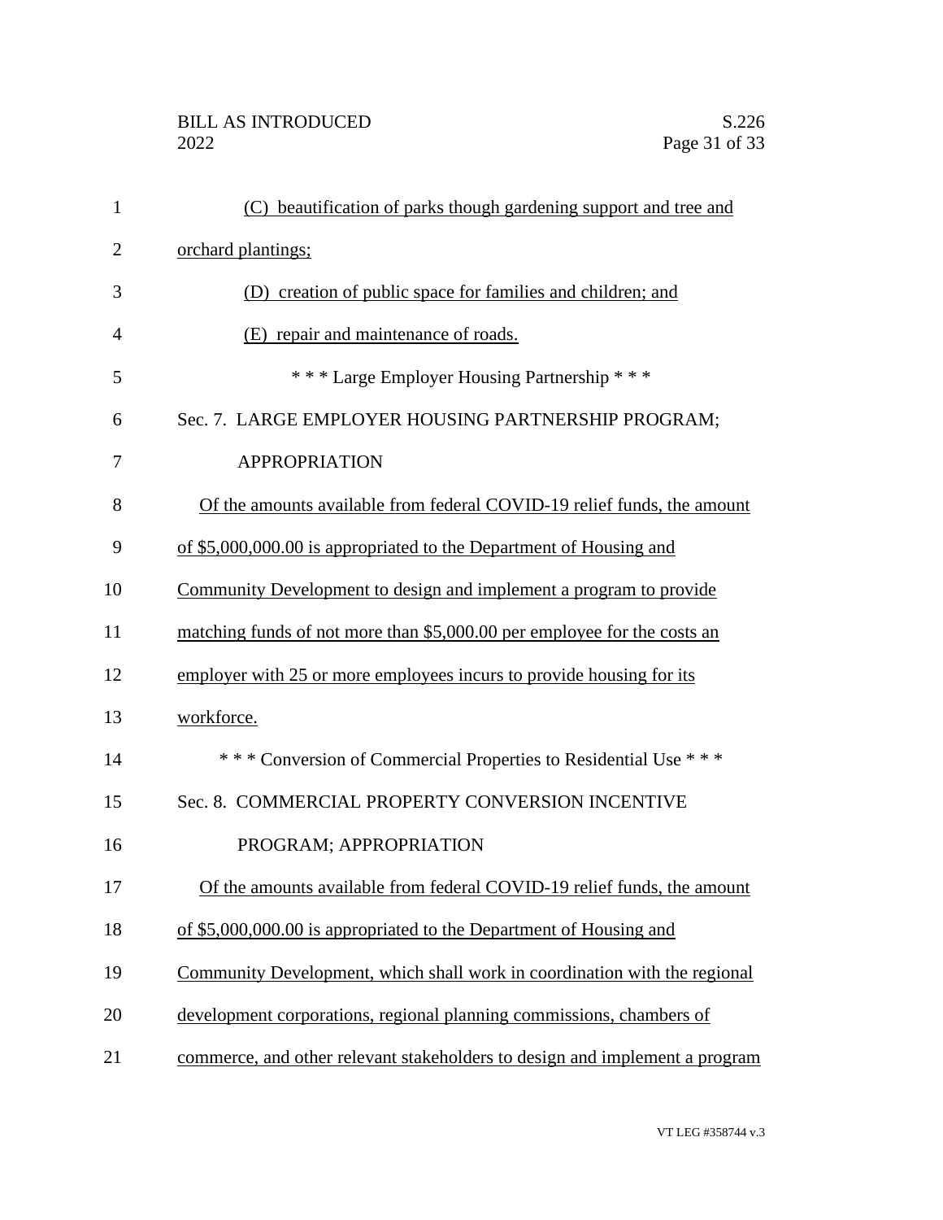(C) beautification of parks though gardening support and tree and orchard plantings;

(D) creation of public space for families and children; and

(E) repair and maintenance of roads.

\* \* \* Large Employer Housing Partnership \* \* \*

Sec. 7. LARGE EMPLOYER HOUSING PARTNERSHIP PROGRAM; APPROPRIATION

Of the amounts available from federal COVID-19 relief funds, the amount of $5,000,000.00 is appropriated to the Department of Housing and Community Development to design and implement a program to provide matching funds of not more than $5,000.00 per employee for the costs an employer with 25 or more employees incurs to provide housing for its workforce.

\* \* \* Conversion of Commercial Properties to Residential Use \* \* \*

Sec. 8. COMMERCIAL PROPERTY CONVERSION INCENTIVE PROGRAM; APPROPRIATION

Of the amounts available from federal COVID-19 relief funds, the amount of $5,000,000.00 is appropriated to the Department of Housing and Community Development, which shall work in coordination with the regional development corporations, regional planning commissions, chambers of commerce, and other relevant stakeholders to design and implement a program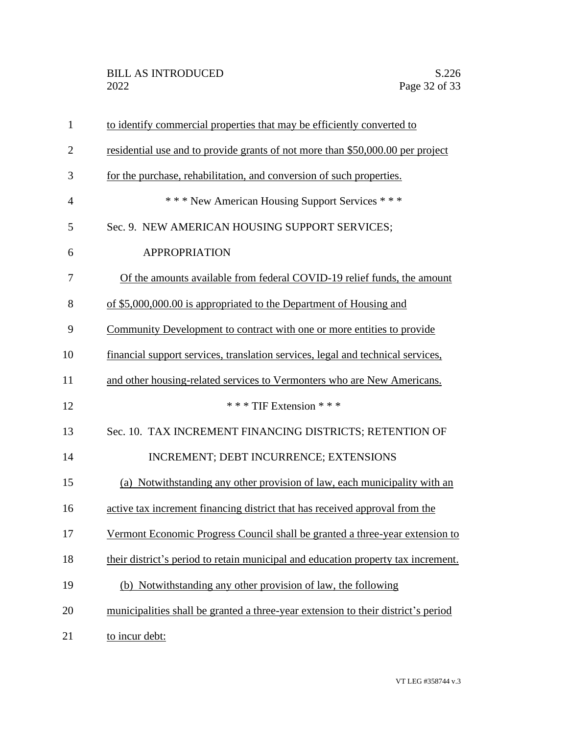to identify commercial properties that may be efficiently converted to residential use and to provide grants of not more than $50,000.00 per project for the purchase, rehabilitation, and conversion of such properties.

\* \* \* New American Housing Support Services \* \* \*

Sec. 9. NEW AMERICAN HOUSING SUPPORT SERVICES; APPROPRIATION

Of the amounts available from federal COVID-19 relief funds, the amount of $5,000,000.00 is appropriated to the Department of Housing and Community Development to contract with one or more entities to provide financial support services, translation services, legal and technical services, and other housing-related services to Vermonters who are New Americans.

\* \* \* TIF Extension \* \* \*

Sec. 10. TAX INCREMENT FINANCING DISTRICTS; RETENTION OF INCREMENT; DEBT INCURRENCE; EXTENSIONS

(a) Notwithstanding any other provision of law, each municipality with an active tax increment financing district that has received approval from the Vermont Economic Progress Council shall be granted a three-year extension to their district's period to retain municipal and education property tax increment.

(b) Notwithstanding any other provision of law, the following municipalities shall be granted a three-year extension to their district's period to incur debt: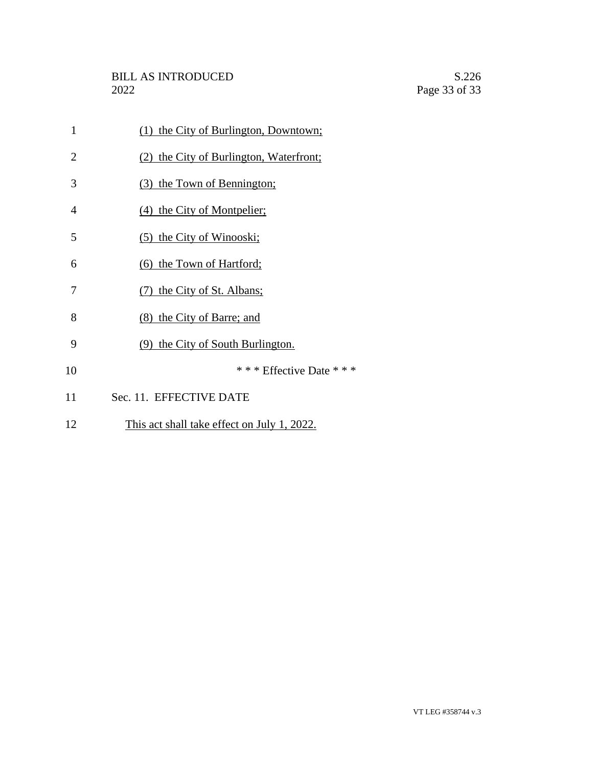(1) the City of Burlington, Downtown;

(2) the City of Burlington, Waterfront;

(3) the Town of Bennington;

(4) the City of Montpelier;

(5) the City of Winooski;

(6) the Town of Hartford;

(7) the City of St. Albans;

(8) the City of Barre; and

(9) the City of South Burlington.

\* \* \* Effective Date \* \* \*

Sec. 11. EFFECTIVE DATE

This act shall take effect on July 1, 2022.